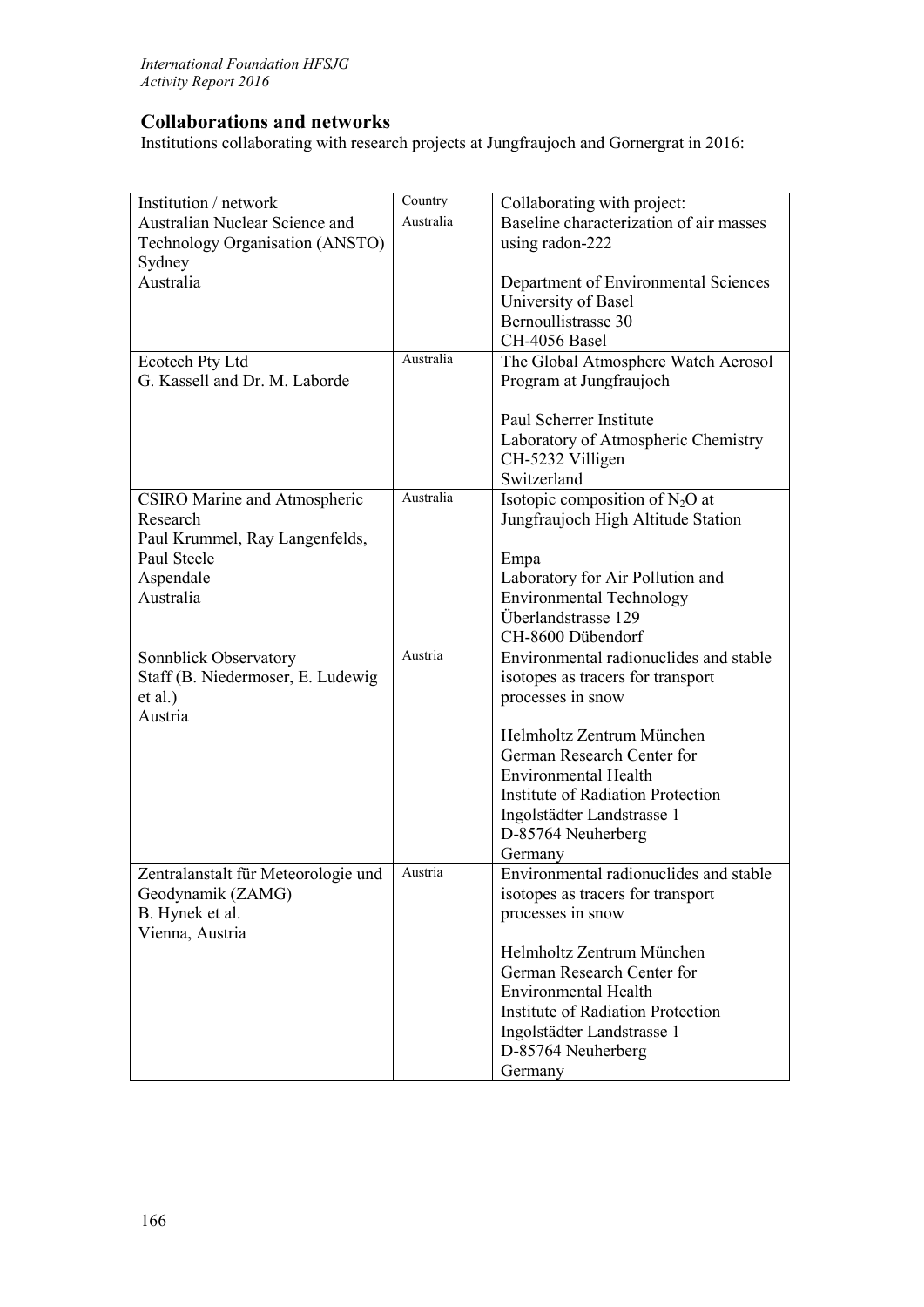## Collaborations and networks

Institutions collaborating with research projects at Jungfraujoch and Gornergrat in 2016:

| Institution / network | Country | Collaborating with project: |
|---|---|---|
| Australian Nuclear Science and Technology Organisation (ANSTO)<br>Sydney<br>Australia | Australia | Baseline characterization of air masses using radon-222<br><br>Department of Environmental Sciences<br>University of Basel<br>Bernoullistrasse 30<br>CH-4056 Basel |
| Ecotech Pty Ltd<br>G. Kassell and Dr. M. Laborde | Australia | The Global Atmosphere Watch Aerosol Program at Jungfraujoch<br><br>Paul Scherrer Institute<br>Laboratory of Atmospheric Chemistry<br>CH-5232 Villigen<br>Switzerland |
| CSIRO Marine and Atmospheric Research<br>Paul Krummel, Ray Langenfelds, Paul Steele<br>Aspendale<br>Australia | Australia | Isotopic composition of $N_2O$ at Jungfraujoch High Altitude Station<br><br>Empa<br>Laboratory for Air Pollution and Environmental Technology<br>Überlandstrasse 129<br>CH-8600 Dübendorf |
| Sonnblick Observatory<br>Staff (B. Niedermoser, E. Ludewig et al.)<br>Austria | Austria | Environmental radionuclides and stable isotopes as tracers for transport processes in snow<br><br>Helmholtz Zentrum München<br>German Research Center for Environmental Health<br>Institute of Radiation Protection<br>Ingolstädter Landstrasse 1<br>D-85764 Neuherberg<br>Germany |
| Zentralanstalt für Meteorologie und Geodynamik (ZAMG)<br>B. Hynek et al.<br>Vienna, Austria | Austria | Environmental radionuclides and stable isotopes as tracers for transport processes in snow<br><br>Helmholtz Zentrum München<br>German Research Center for Environmental Health<br>Institute of Radiation Protection<br>Ingolstädter Landstrasse 1<br>D-85764 Neuherberg<br>Germany |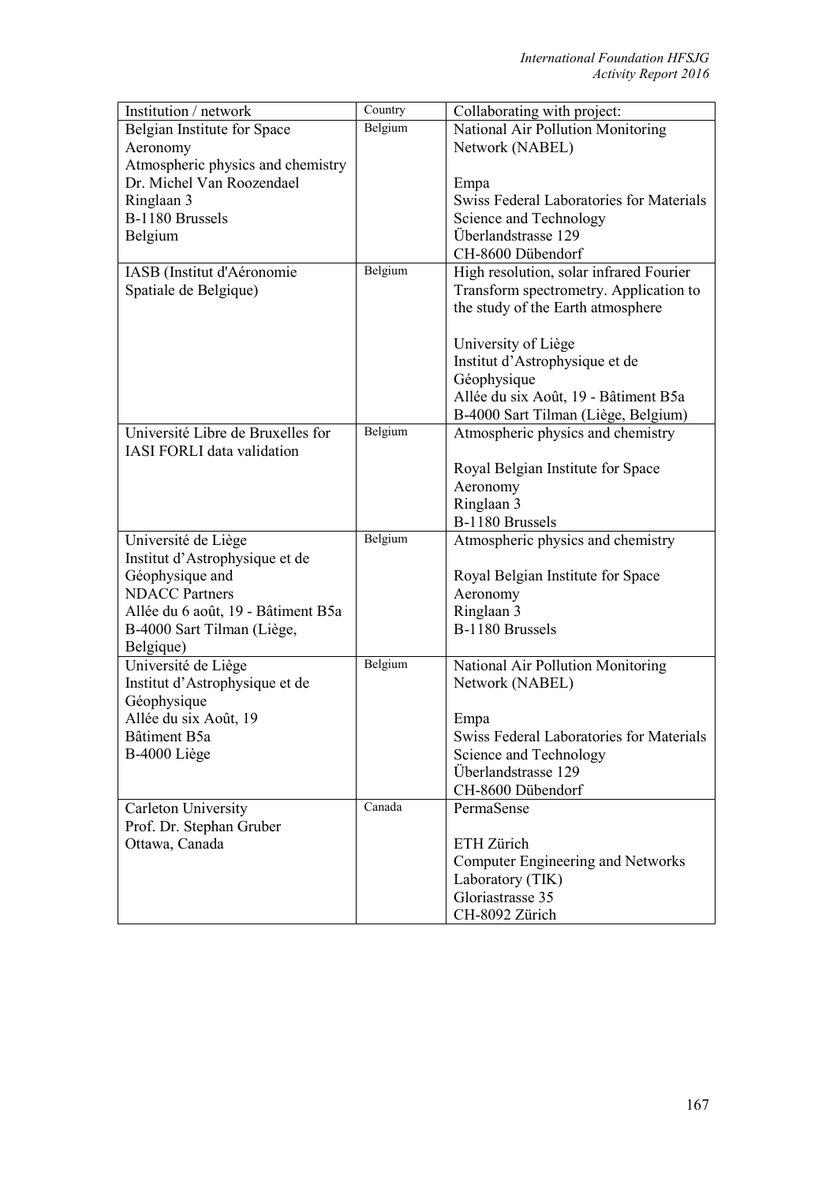| Institution / network | Country | Collaborating with project: |
|---|---|---|
| Belgian Institute for Space Aeronomy<br>Atmospheric physics and chemistry<br>Dr. Michel Van Roozendael<br>Ringlaan 3<br>B-1180 Brussels<br>Belgium | Belgium | National Air Pollution Monitoring Network (NABEL)<br><br>Empa<br>Swiss Federal Laboratories for Materials Science and Technology<br>Überlandstrasse 129<br>CH-8600 Dübendorf |
| IASB (Institut d'Aéronomie Spatiale de Belgique) | Belgium | High resolution, solar infrared Fourier Transform spectrometry. Application to the study of the Earth atmosphere<br><br>University of Liège<br>Institut d'Astrophysique et de Géophysique<br>Allée du six Août, 19 - Bâtiment B5a<br>B-4000 Sart Tilman (Liège, Belgium) |
| Université Libre de Bruxelles for IASI FORLI data validation | Belgium | Atmospheric physics and chemistry<br><br>Royal Belgian Institute for Space Aeronomy<br>Ringlaan 3<br>B-1180 Brussels |
| Université de Liège<br>Institut d'Astrophysique et de Géophysique and<br>NDACC Partners<br>Allée du 6 août, 19 - Bâtiment B5a<br>B-4000 Sart Tilman (Liège, Belgique) | Belgium | Atmospheric physics and chemistry<br><br>Royal Belgian Institute for Space Aeronomy<br>Ringlaan 3<br>B-1180 Brussels |
| Université de Liège<br>Institut d'Astrophysique et de Géophysique<br>Allée du six Août, 19<br>Bâtiment B5a<br>B-4000 Liège | Belgium | National Air Pollution Monitoring Network (NABEL)<br><br>Empa<br>Swiss Federal Laboratories for Materials Science and Technology<br>Überlandstrasse 129<br>CH-8600 Dübendorf |
| Carleton University<br>Prof. Dr. Stephan Gruber<br>Ottawa, Canada | Canada | PermaSense<br><br>ETH Zürich<br>Computer Engineering and Networks Laboratory (TIK)<br>Gloriastrasse 35<br>CH-8092 Zürich |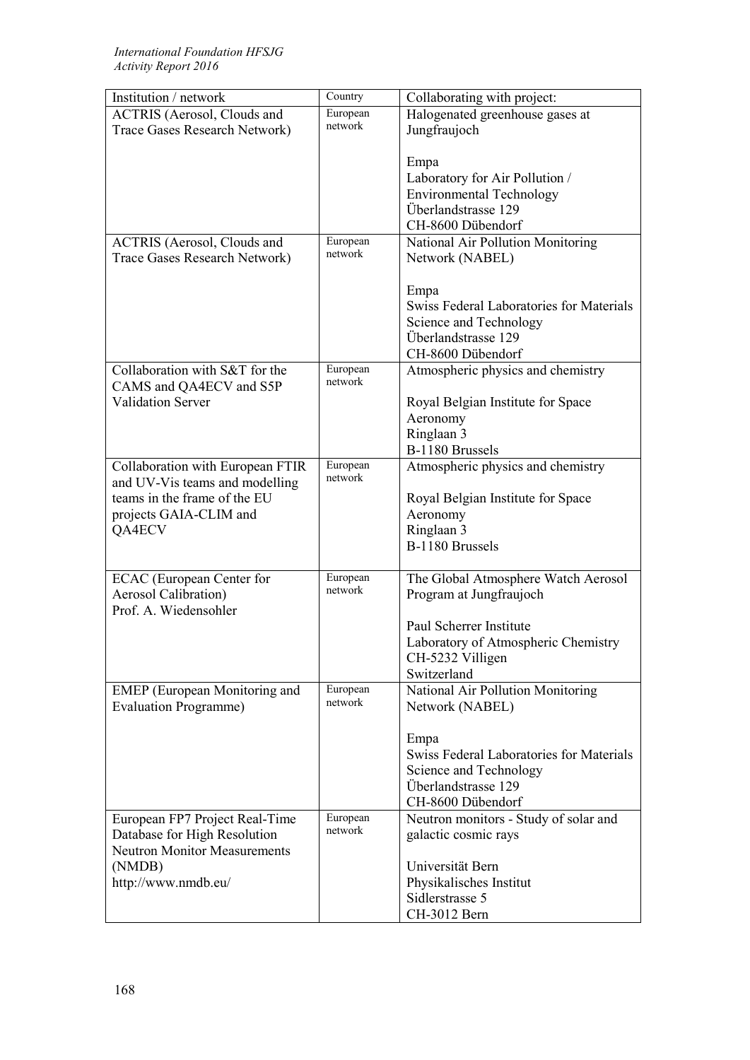| Institution / network | Country | Collaborating with project: |
|---|---|---|
| ACTRIS (Aerosol, Clouds and Trace Gases Research Network) | European network | Halogenated greenhouse gases at Jungfraujoch<br><br>Empa<br>Laboratory for Air Pollution / Environmental Technology<br>Überlandstrasse 129<br>CH-8600 Dübendorf |
| ACTRIS (Aerosol, Clouds and Trace Gases Research Network) | European network | National Air Pollution Monitoring Network (NABEL)<br><br>Empa<br>Swiss Federal Laboratories for Materials Science and Technology<br>Überlandstrasse 129<br>CH-8600 Dübendorf |
| Collaboration with S&T for the CAMS and QA4ECV and S5P Validation Server | European network | Atmospheric physics and chemistry<br><br>Royal Belgian Institute for Space Aeronomy<br>Ringlaan 3<br>B-1180 Brussels |
| Collaboration with European FTIR and UV-Vis teams and modelling teams in the frame of the EU projects GAIA-CLIM and QA4ECV | European network | Atmospheric physics and chemistry<br><br>Royal Belgian Institute for Space Aeronomy<br>Ringlaan 3<br>B-1180 Brussels |
| ECAC (European Center for Aerosol Calibration)<br>Prof. A. Wiedensohler | European network | The Global Atmosphere Watch Aerosol Program at Jungfraujoch<br><br>Paul Scherrer Institute<br>Laboratory of Atmospheric Chemistry<br>CH-5232 Villigen<br>Switzerland |
| EMEP (European Monitoring and Evaluation Programme) | European network | National Air Pollution Monitoring Network (NABEL)<br><br>Empa<br>Swiss Federal Laboratories for Materials Science and Technology<br>Überlandstrasse 129<br>CH-8600 Dübendorf |
| European FP7 Project Real-Time Database for High Resolution Neutron Monitor Measurements (NMDB)<br>http://www.nmdb.eu/ | European network | Neutron monitors - Study of solar and galactic cosmic rays<br><br>Universität Bern<br>Physikalisches Institut<br>Sidlerstrasse 5<br>CH-3012 Bern |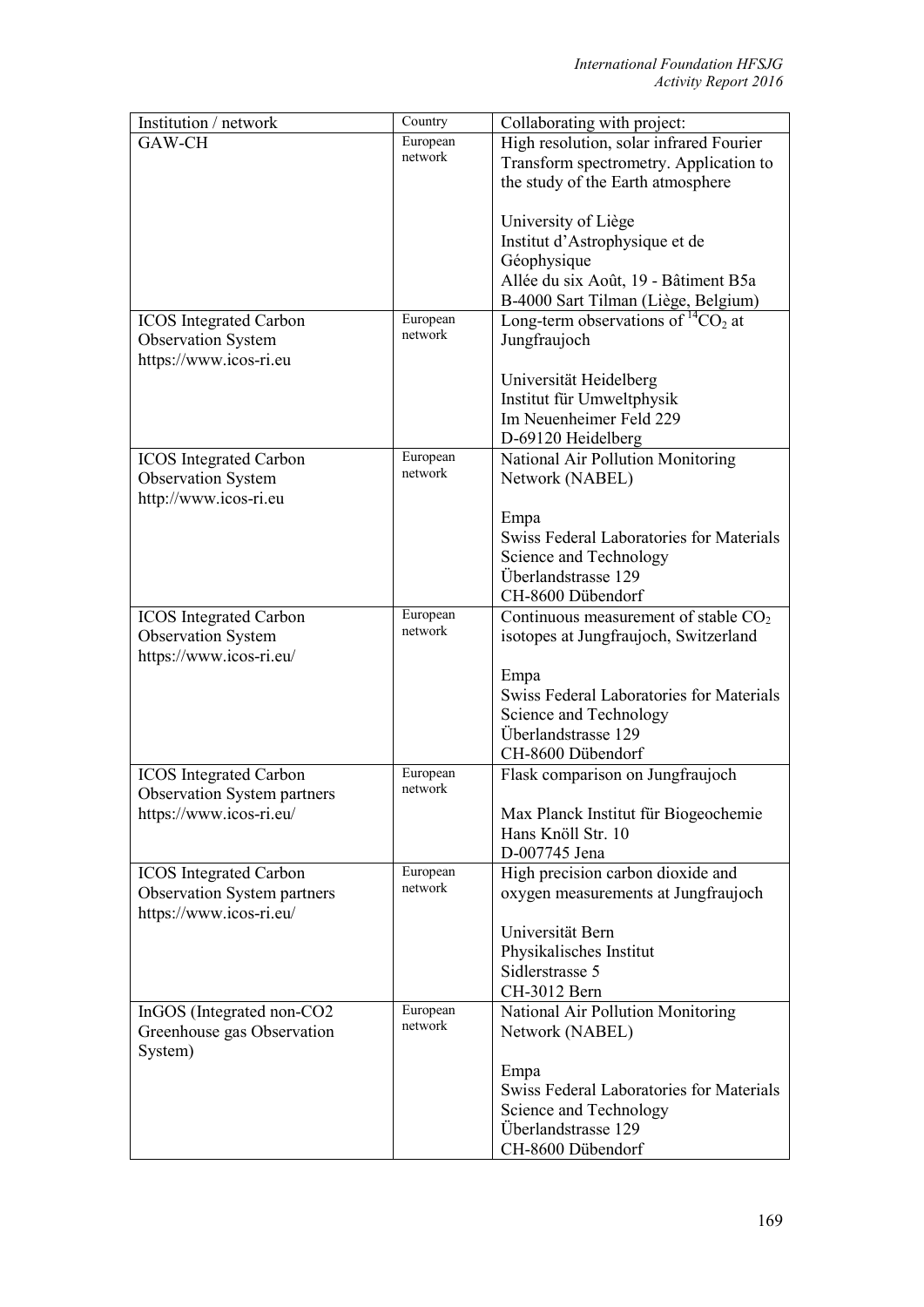| Institution / network | Country | Collaborating with project: |
|---|---|---|
| GAW-CH | European network | High resolution, solar infrared Fourier Transform spectrometry. Application to the study of the Earth atmosphere<br><br>University of Liège<br>Institut d'Astrophysique et de Géophysique<br>Allée du six Août, 19 - Bâtiment B5a<br>B-4000 Sart Tilman (Liège, Belgium) |
| ICOS Integrated Carbon Observation System<br>https://www.icos-ri.eu | European network | Long-term observations of $^{14}CO_2$ at Jungfraujoch<br><br>Universität Heidelberg<br>Institut für Umweltphysik<br>Im Neuenheimer Feld 229<br>D-69120 Heidelberg |
| ICOS Integrated Carbon Observation System<br>http://www.icos-ri.eu | European network | National Air Pollution Monitoring Network (NABEL)<br><br>Empa<br>Swiss Federal Laboratories for Materials Science and Technology<br>Überlandstrasse 129<br>CH-8600 Dübendorf |
| ICOS Integrated Carbon Observation System<br>https://www.icos-ri.eu/ | European network | Continuous measurement of stable $CO_2$ isotopes at Jungfraujoch, Switzerland<br><br>Empa<br>Swiss Federal Laboratories for Materials Science and Technology<br>Überlandstrasse 129<br>CH-8600 Dübendorf |
| ICOS Integrated Carbon Observation System partners<br>https://www.icos-ri.eu/ | European network | Flask comparison on Jungfraujoch<br><br>Max Planck Institut für Biogeochemie<br>Hans Knöll Str. 10<br>D-007745 Jena |
| ICOS Integrated Carbon Observation System partners<br>https://www.icos-ri.eu/ | European network | High precision carbon dioxide and oxygen measurements at Jungfraujoch<br><br>Universität Bern<br>Physikalisches Institut<br>Sidlerstrasse 5<br>CH-3012 Bern |
| InGOS (Integrated non-CO2 Greenhouse gas Observation System) | European network | National Air Pollution Monitoring Network (NABEL)<br><br>Empa<br>Swiss Federal Laboratories for Materials Science and Technology<br>Überlandstrasse 129<br>CH-8600 Dübendorf |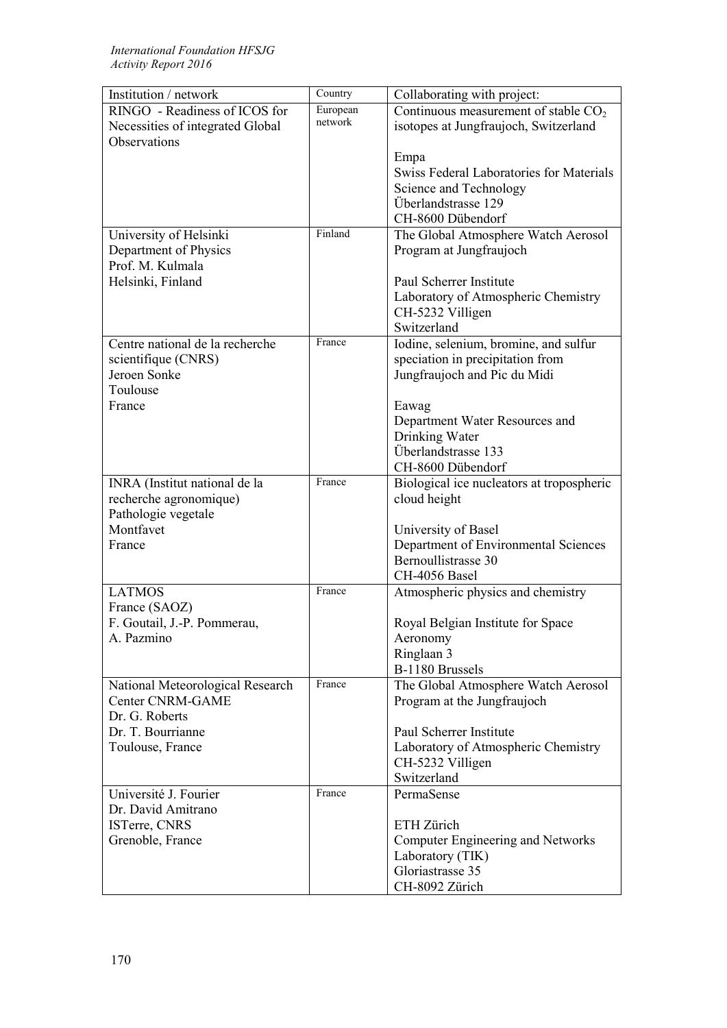| Institution / network | Country | Collaborating with project: |
|---|---|---|
| RINGO - Readiness of ICOS for Necessities of integrated Global Observations | European network | Continuous measurement of stable $CO_2$ isotopes at Jungfraujoch, Switzerland<br><br>Empa<br>Swiss Federal Laboratories for Materials Science and Technology<br>Überlandstrasse 129<br>CH-8600 Dübendorf |
| University of Helsinki<br>Department of Physics<br>Prof. M. Kulmala<br>Helsinki, Finland | Finland | The Global Atmosphere Watch Aerosol Program at Jungfraujoch<br><br>Paul Scherrer Institute<br>Laboratory of Atmospheric Chemistry<br>CH-5232 Villigen<br>Switzerland |
| Centre national de la recherche scientifique (CNRS)<br>Jeroen Sonke<br>Toulouse<br>France | France | Iodine, selenium, bromine, and sulfur speciation in precipitation from Jungfraujoch and Pic du Midi<br><br>Eawag<br>Department Water Resources and Drinking Water<br>Überlandstrasse 133<br>CH-8600 Dübendorf |
| INRA (Institut national de la recherche agronomique)<br>Pathologie vegetale<br>Montfavet<br>France | France | Biological ice nucleators at tropospheric cloud height<br><br>University of Basel<br>Department of Environmental Sciences<br>Bernoullistrasse 30<br>CH-4056 Basel |
| LATMOS<br>France (SAOZ)<br>F. Goutail, J.-P. Pommerau,<br>A. Pazmino | France | Atmospheric physics and chemistry<br><br>Royal Belgian Institute for Space Aeronomy<br>Ringlaan 3<br>B-1180 Brussels |
| National Meteorological Research Center CNRM-GAME<br>Dr. G. Roberts<br>Dr. T. Bourrianne<br>Toulouse, France | France | The Global Atmosphere Watch Aerosol Program at the Jungfraujoch<br><br>Paul Scherrer Institute<br>Laboratory of Atmospheric Chemistry<br>CH-5232 Villigen<br>Switzerland |
| Université J. Fourier<br>Dr. David Amitrano<br>ISTerre, CNRS<br>Grenoble, France | France | PermaSense<br><br>ETH Zürich<br>Computer Engineering and Networks Laboratory (TIK)<br>Gloriastrasse 35<br>CH-8092 Zürich |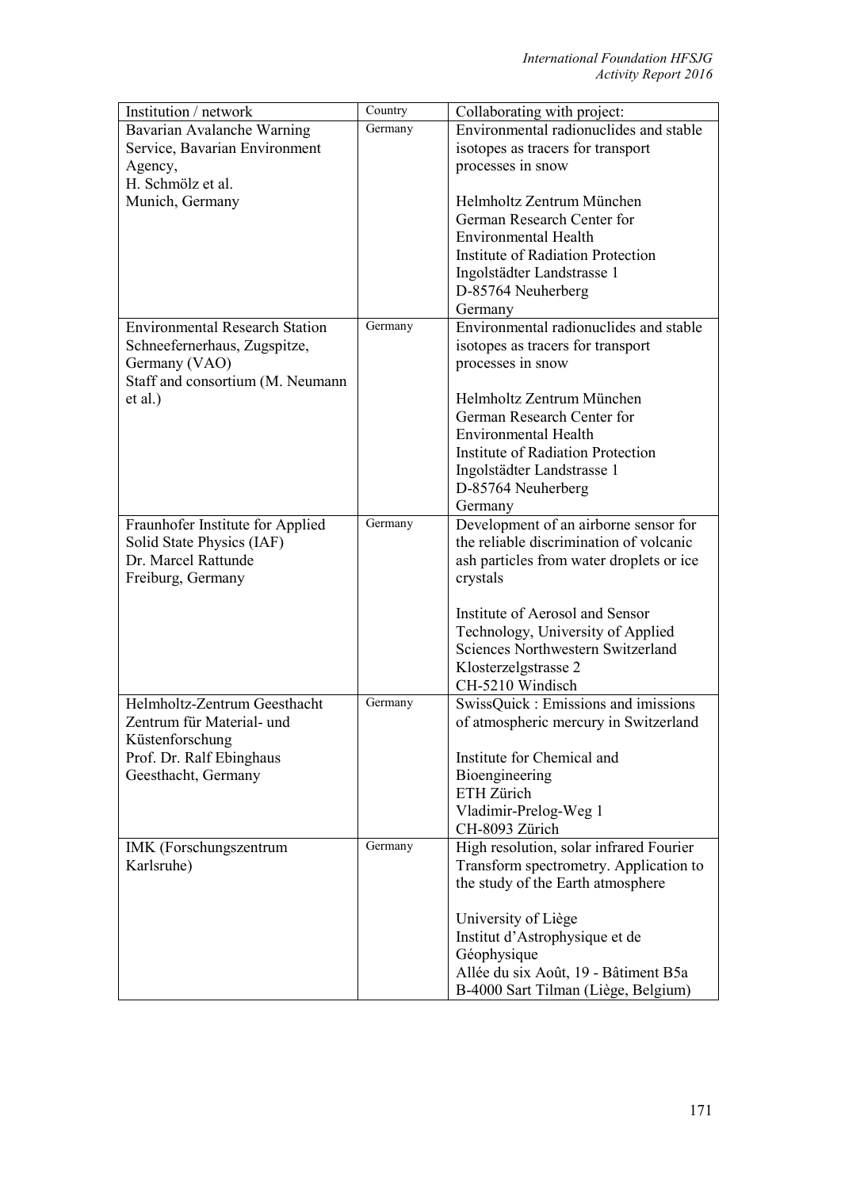| Institution / network | Country | Collaborating with project: |
|---|---|---|
| Bavarian Avalanche Warning Service, Bavarian Environment Agency, H. Schmölz et al. Munich, Germany | Germany | Environmental radionuclides and stable isotopes as tracers for transport processes in snow<br><br>Helmholtz Zentrum München German Research Center for Environmental Health Institute of Radiation Protection Ingolstädter Landstrasse 1 D-85764 Neuherberg Germany |
| Environmental Research Station Schneefernerhaus, Zugspitze, Germany (VAO) Staff and consortium (M. Neumann et al.) | Germany | Environmental radionuclides and stable isotopes as tracers for transport processes in snow<br><br>Helmholtz Zentrum München German Research Center for Environmental Health Institute of Radiation Protection Ingolstädter Landstrasse 1 D-85764 Neuherberg Germany |
| Fraunhofer Institute for Applied Solid State Physics (IAF) Dr. Marcel Rattunde Freiburg, Germany | Germany | Development of an airborne sensor for the reliable discrimination of volcanic ash particles from water droplets or ice crystals<br><br>Institute of Aerosol and Sensor Technology, University of Applied Sciences Northwestern Switzerland Klosterzelgstrasse 2 CH-5210 Windisch |
| Helmholtz-Zentrum Geesthacht Zentrum für Material- und Küstenforschung Prof. Dr. Ralf Ebinghaus Geesthacht, Germany | Germany | SwissQuick : Emissions and imissions of atmospheric mercury in Switzerland<br><br>Institute for Chemical and Bioengineering ETH Zürich Vladimir-Prelog-Weg 1 CH-8093 Zürich |
| IMK (Forschungszentrum Karlsruhe) | Germany | High resolution, solar infrared Fourier Transform spectrometry. Application to the study of the Earth atmosphere<br><br>University of Liège Institut d'Astrophysique et de Géophysique Allée du six Août, 19 - Bâtiment B5a B-4000 Sart Tilman (Liège, Belgium) |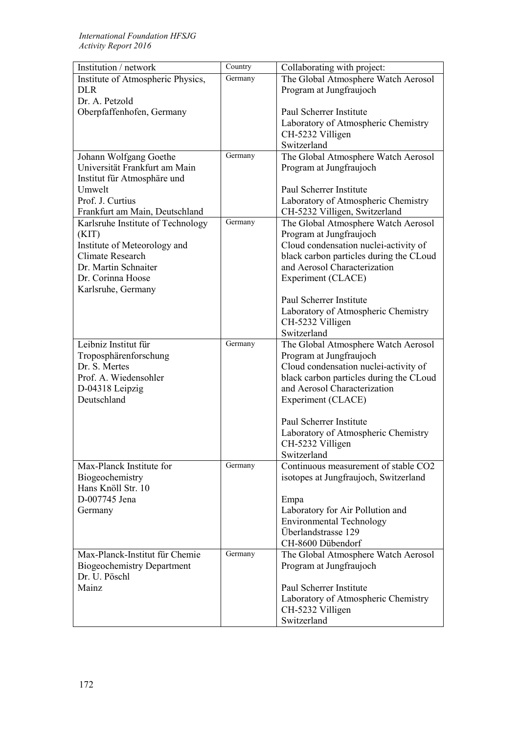| Institution / network | Country | Collaborating with project: |
|---|---|---|
| Institute of Atmospheric Physics, DLR<br>Dr. A. Petzold<br>Oberpfaffenhofen, Germany | Germany | The Global Atmosphere Watch Aerosol Program at Jungfraujoch<br><br>Paul Scherrer Institute<br>Laboratory of Atmospheric Chemistry<br>CH-5232 Villigen<br>Switzerland |
| Johann Wolfgang Goethe Universität Frankfurt am Main<br>Institut für Atmosphäre und Umwelt<br>Prof. J. Curtius<br>Frankfurt am Main, Deutschland | Germany | The Global Atmosphere Watch Aerosol Program at Jungfraujoch<br><br>Paul Scherrer Institute<br>Laboratory of Atmospheric Chemistry<br>CH-5232 Villigen, Switzerland |
| Karlsruhe Institute of Technology (KIT)<br>Institute of Meteorology and Climate Research<br>Dr. Martin Schnaiter<br>Dr. Corinna Hoose<br>Karlsruhe, Germany | Germany | The Global Atmosphere Watch Aerosol Program at Jungfraujoch<br>Cloud condensation nuclei-activity of black carbon particles during the CLoud and Aerosol Characterization Experiment (CLACE)<br><br>Paul Scherrer Institute<br>Laboratory of Atmospheric Chemistry<br>CH-5232 Villigen<br>Switzerland |
| Leibniz Institut für Troposphärenforschung<br>Dr. S. Mertes<br>Prof. A. Wiedensohler<br>D-04318 Leipzig<br>Deutschland | Germany | The Global Atmosphere Watch Aerosol Program at Jungfraujoch<br>Cloud condensation nuclei-activity of black carbon particles during the CLoud and Aerosol Characterization Experiment (CLACE)<br><br>Paul Scherrer Institute<br>Laboratory of Atmospheric Chemistry<br>CH-5232 Villigen<br>Switzerland |
| Max-Planck Institute for Biogeochemistry<br>Hans Knöll Str. 10<br>D-007745 Jena<br>Germany | Germany | Continuous measurement of stable $CO_2$ isotopes at Jungfraujoch, Switzerland<br><br>Empa<br>Laboratory for Air Pollution and Environmental Technology<br>Überlandstrasse 129<br>CH-8600 Dübendorf |
| Max-Planck-Institut für Chemie<br>Biogeochemistry Department<br>Dr. U. Pöschl<br>Mainz | Germany | The Global Atmosphere Watch Aerosol Program at Jungfraujoch<br><br>Paul Scherrer Institute<br>Laboratory of Atmospheric Chemistry<br>CH-5232 Villigen<br>Switzerland |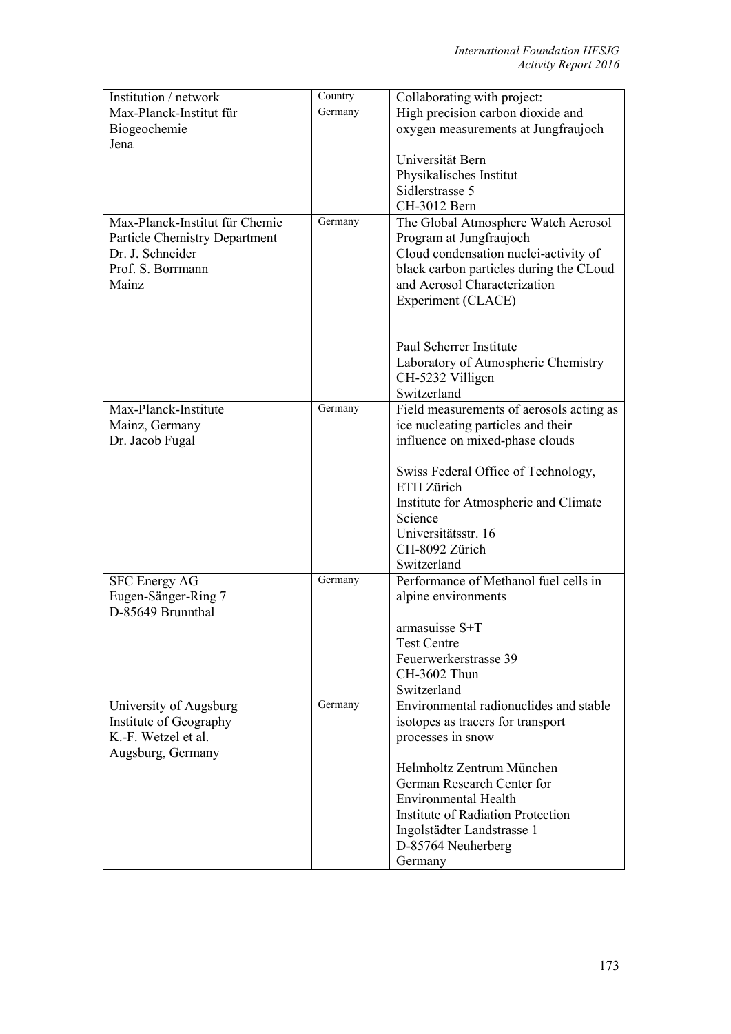| Institution / network | Country | Collaborating with project: |
|---|---|---|
| Max-Planck-Institut für Biogeochemie Jena | Germany | High precision carbon dioxide and oxygen measurements at Jungfraujoch<br><br>Universität Bern<br>Physikalisches Institut<br>Sidlerstrasse 5<br>CH-3012 Bern |
| Max-Planck-Institut für Chemie<br>Particle Chemistry Department<br>Dr. J. Schneider<br>Prof. S. Borrmann<br>Mainz | Germany | The Global Atmosphere Watch Aerosol Program at Jungfraujoch<br>Cloud condensation nuclei-activity of black carbon particles during the CLoud and Aerosol Characterization Experiment (CLACE)<br><br>Paul Scherrer Institute<br>Laboratory of Atmospheric Chemistry<br>CH-5232 Villigen<br>Switzerland |
| Max-Planck-Institute<br>Mainz, Germany<br>Dr. Jacob Fugal | Germany | Field measurements of aerosols acting as ice nucleating particles and their influence on mixed-phase clouds<br><br>Swiss Federal Office of Technology, ETH Zürich<br>Institute for Atmospheric and Climate Science<br>Universitätsstr. 16<br>CH-8092 Zürich<br>Switzerland |
| SFC Energy AG<br>Eugen-Sänger-Ring 7<br>D-85649 Brunnthal | Germany | Performance of Methanol fuel cells in alpine environments<br><br>armasuisse S+T<br>Test Centre<br>Feuerwerkerstrasse 39<br>CH-3602 Thun<br>Switzerland |
| University of Augsburg<br>Institute of Geography<br>K.-F. Wetzel et al.<br>Augsburg, Germany | Germany | Environmental radionuclides and stable isotopes as tracers for transport processes in snow<br><br>Helmholtz Zentrum München<br>German Research Center for Environmental Health<br>Institute of Radiation Protection<br>Ingolstädter Landstrasse 1<br>D-85764 Neuherberg<br>Germany |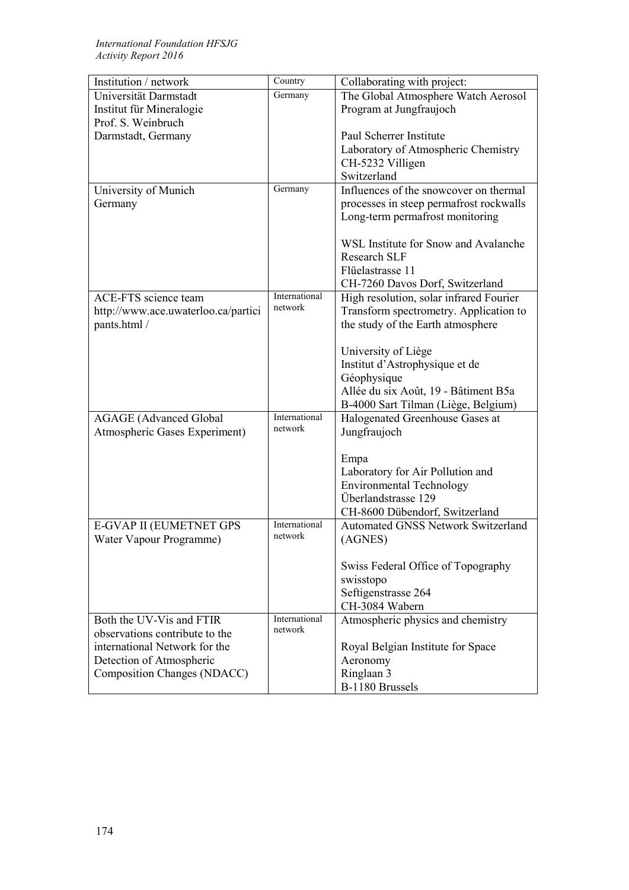| Institution / network | Country | Collaborating with project: |
|---|---|---|
| Universität Darmstadt<br>Institut für Mineralogie<br>Prof. S. Weinbruch<br>Darmstadt, Germany | Germany | The Global Atmosphere Watch Aerosol Program at Jungfraujoch<br><br>Paul Scherrer Institute<br>Laboratory of Atmospheric Chemistry<br>CH-5232 Villigen<br>Switzerland |
| University of Munich<br>Germany | Germany | Influences of the snowcover on thermal processes in steep permafrost rockwalls<br>Long-term permafrost monitoring<br><br>WSL Institute for Snow and Avalanche Research SLF<br>Flüelastrasse 11<br>CH-7260 Davos Dorf, Switzerland |
| ACE-FTS science team<br>http://www.ace.uwaterloo.ca/participants.html / | International network | High resolution, solar infrared Fourier Transform spectrometry. Application to the study of the Earth atmosphere<br><br>University of Liège<br>Institut d'Astrophysique et de Géophysique<br>Allée du six Août, 19 - Bâtiment B5a<br>B-4000 Sart Tilman (Liège, Belgium) |
| AGAGE (Advanced Global Atmospheric Gases Experiment) | International network | Halogenated Greenhouse Gases at Jungfraujoch<br><br>Empa<br>Laboratory for Air Pollution and Environmental Technology<br>Überlandstrasse 129<br>CH-8600 Dübendorf, Switzerland |
| E-GVAP II (EUMETNET GPS Water Vapour Programme) | International network | Automated GNSS Network Switzerland (AGNES)<br><br>Swiss Federal Office of Topography swisstopo<br>Seftigenstrasse 264<br>CH-3084 Wabern |
| Both the UV-Vis and FTIR observations contribute to the international Network for the Detection of Atmospheric Composition Changes (NDACC) | International network | Atmospheric physics and chemistry<br><br>Royal Belgian Institute for Space Aeronomy<br>Ringlaan 3<br>B-1180 Brussels |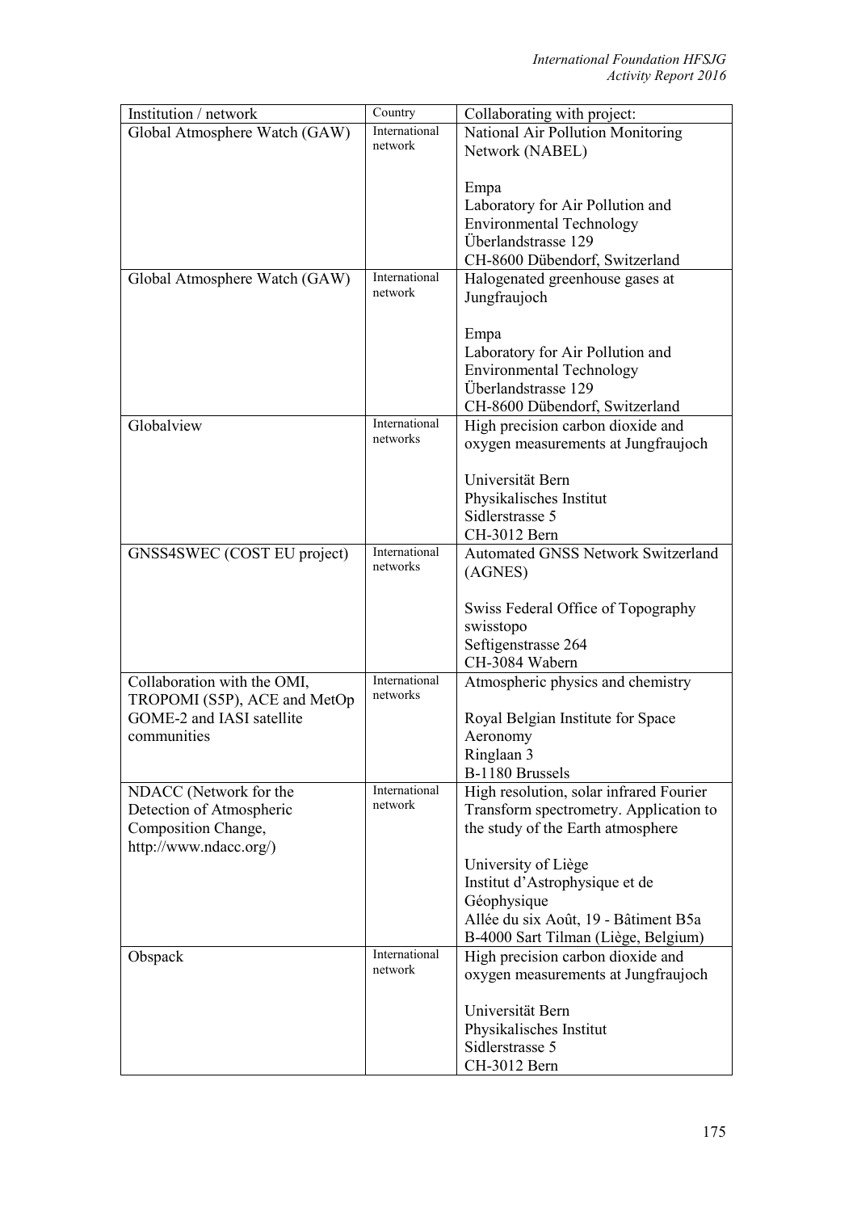| Institution / network | Country | Collaborating with project: |
|---|---|---|
| Global Atmosphere Watch (GAW) | International network | National Air Pollution Monitoring Network (NABEL)<br><br>Empa<br>Laboratory for Air Pollution and Environmental Technology<br>Überlandstrasse 129<br>CH-8600 Dübendorf, Switzerland |
| Global Atmosphere Watch (GAW) | International network | Halogenated greenhouse gases at Jungfraujoch<br><br>Empa<br>Laboratory for Air Pollution and Environmental Technology<br>Überlandstrasse 129<br>CH-8600 Dübendorf, Switzerland |
| Globalview | International networks | High precision carbon dioxide and oxygen measurements at Jungfraujoch<br><br>Universität Bern<br>Physikalisches Institut<br>Sidlerstrasse 5<br>CH-3012 Bern |
| GNSS4SWEC (COST EU project) | International networks | Automated GNSS Network Switzerland (AGNES)<br><br>Swiss Federal Office of Topography swisstopo<br>Seftigenstrasse 264<br>CH-3084 Wabern |
| Collaboration with the OMI, TROPOMI (S5P), ACE and MetOp GOME-2 and IASI satellite communities | International networks | Atmospheric physics and chemistry<br><br>Royal Belgian Institute for Space Aeronomy<br>Ringlaan 3<br>B-1180 Brussels |
| NDACC (Network for the Detection of Atmospheric Composition Change, http://www.ndacc.org/) | International network | High resolution, solar infrared Fourier Transform spectrometry. Application to the study of the Earth atmosphere<br><br>University of Liège<br>Institut d'Astrophysique et de Géophysique<br>Allée du six Août, 19 - Bâtiment B5a<br>B-4000 Sart Tilman (Liège, Belgium) |
| Obspack | International network | High precision carbon dioxide and oxygen measurements at Jungfraujoch<br><br>Universität Bern<br>Physikalisches Institut<br>Sidlerstrasse 5<br>CH-3012 Bern |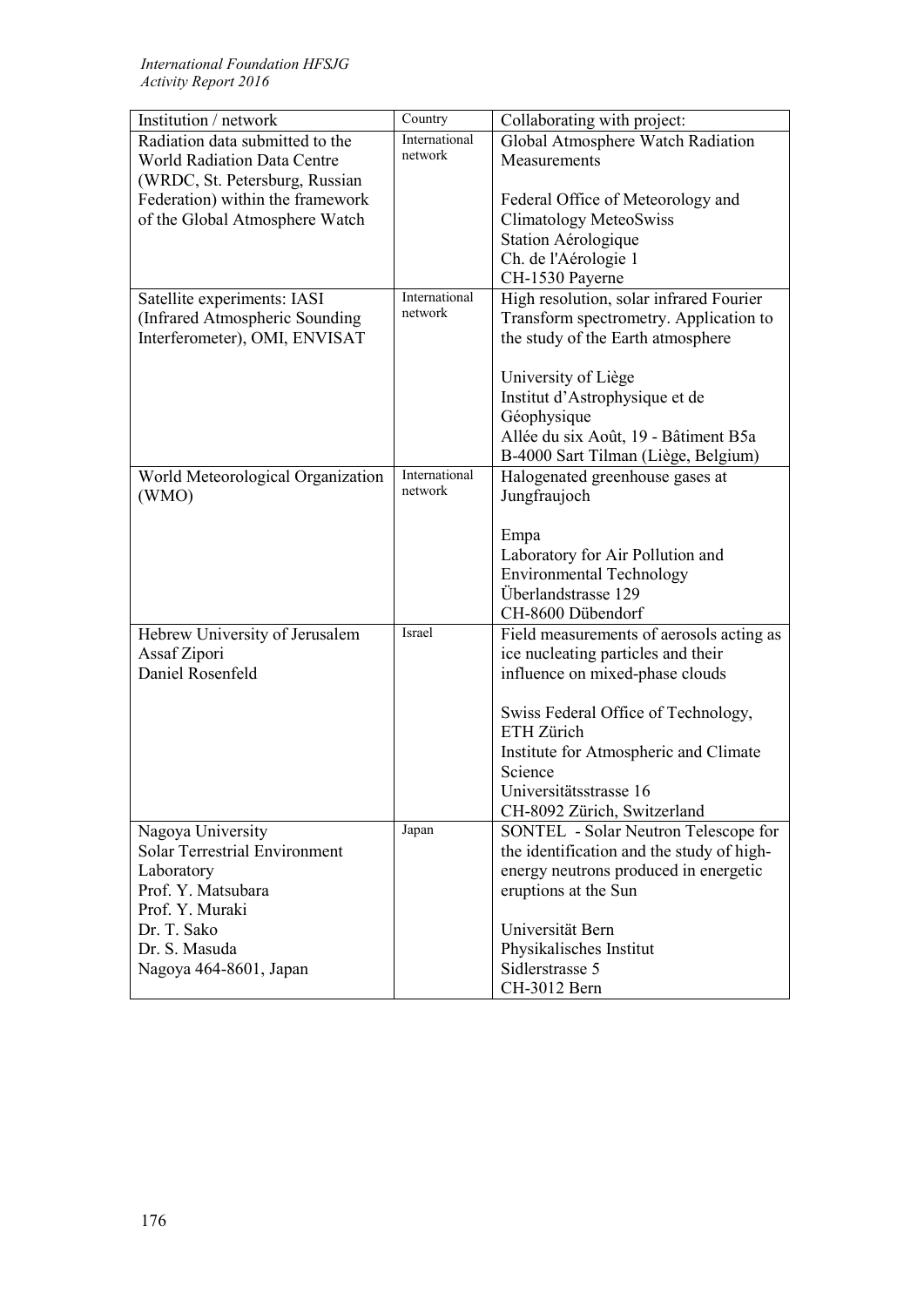| Institution / network | Country | Collaborating with project: |
|---|---|---|
| Radiation data submitted to the World Radiation Data Centre (WRDC, St. Petersburg, Russian Federation) within the framework of the Global Atmosphere Watch | International network | Global Atmosphere Watch Radiation Measurements<br><br>Federal Office of Meteorology and Climatology MeteoSwiss<br>Station Aérologique<br>Ch. de l'Aérologie 1<br>CH-1530 Payerne |
| Satellite experiments: IASI (Infrared Atmospheric Sounding Interferometer), OMI, ENVISAT | International network | High resolution, solar infrared Fourier Transform spectrometry. Application to the study of the Earth atmosphere<br><br>University of Liège<br>Institut d'Astrophysique et de Géophysique<br>Allée du six Août, 19 - Bâtiment B5a<br>B-4000 Sart Tilman (Liège, Belgium) |
| World Meteorological Organization (WMO) | International network | Halogenated greenhouse gases at Jungfraujoch<br><br>Empa<br>Laboratory for Air Pollution and Environmental Technology<br>Überlandstrasse 129<br>CH-8600 Dübendorf |
| Hebrew University of Jerusalem<br>Assaf Zipori<br>Daniel Rosenfeld | Israel | Field measurements of aerosols acting as ice nucleating particles and their influence on mixed-phase clouds<br><br>Swiss Federal Office of Technology, ETH Zürich<br>Institute for Atmospheric and Climate Science<br>Universitätsstrasse 16<br>CH-8092 Zürich, Switzerland |
| Nagoya University<br>Solar Terrestrial Environment Laboratory<br>Prof. Y. Matsubara<br>Prof. Y. Muraki<br>Dr. T. Sako<br>Dr. S. Masuda<br>Nagoya 464-8601, Japan | Japan | SONTEL - Solar Neutron Telescope for the identification and the study of high-energy neutrons produced in energetic eruptions at the Sun<br><br>Universität Bern<br>Physikalisches Institut<br>Sidlerstrasse 5<br>CH-3012 Bern |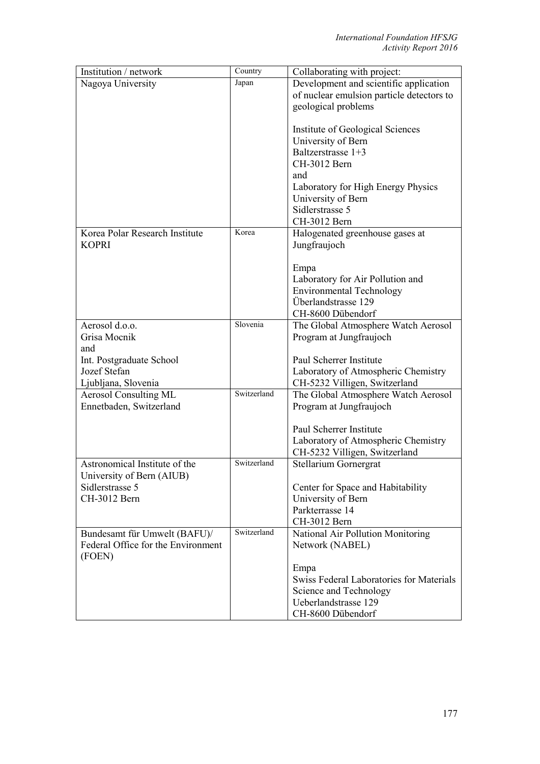| Institution / network | Country | Collaborating with project: |
|---|---|---|
| Nagoya University | Japan | Development and scientific application of nuclear emulsion particle detectors to geological problems<br><br>Institute of Geological Sciences<br>University of Bern<br>Baltzerstrasse 1+3<br>CH-3012 Bern<br>and<br>Laboratory for High Energy Physics<br>University of Bern<br>Sidlerstrasse 5<br>CH-3012 Bern |
| Korea Polar Research Institute<br>KOPRI | Korea | Halogenated greenhouse gases at Jungfraujoch<br><br>Empa<br>Laboratory for Air Pollution and Environmental Technology<br>Überlandstrasse 129<br>CH-8600 Dübendorf |
| Aerosol d.o.o.<br>Grisa Mocnik<br>and<br>Int. Postgraduate School<br>Jozef Stefan<br>Ljubljana, Slovenia | Slovenia | The Global Atmosphere Watch Aerosol Program at Jungfraujoch<br><br>Paul Scherrer Institute<br>Laboratory of Atmospheric Chemistry<br>CH-5232 Villigen, Switzerland |
| Aerosol Consulting ML<br>Ennetbaden, Switzerland | Switzerland | The Global Atmosphere Watch Aerosol Program at Jungfraujoch<br><br>Paul Scherrer Institute<br>Laboratory of Atmospheric Chemistry<br>CH-5232 Villigen, Switzerland |
| Astronomical Institute of the University of Bern (AIUB)<br>Sidlerstrasse 5<br>CH-3012 Bern | Switzerland | Stellarium Gornergrat<br><br>Center for Space and Habitability<br>University of Bern<br>Parkterrasse 14<br>CH-3012 Bern |
| Bundesamt für Umwelt (BAFU)/<br>Federal Office for the Environment (FOEN) | Switzerland | National Air Pollution Monitoring Network (NABEL)<br><br>Empa<br>Swiss Federal Laboratories for Materials Science and Technology<br>Ueberlandstrasse 129<br>CH-8600 Dübendorf |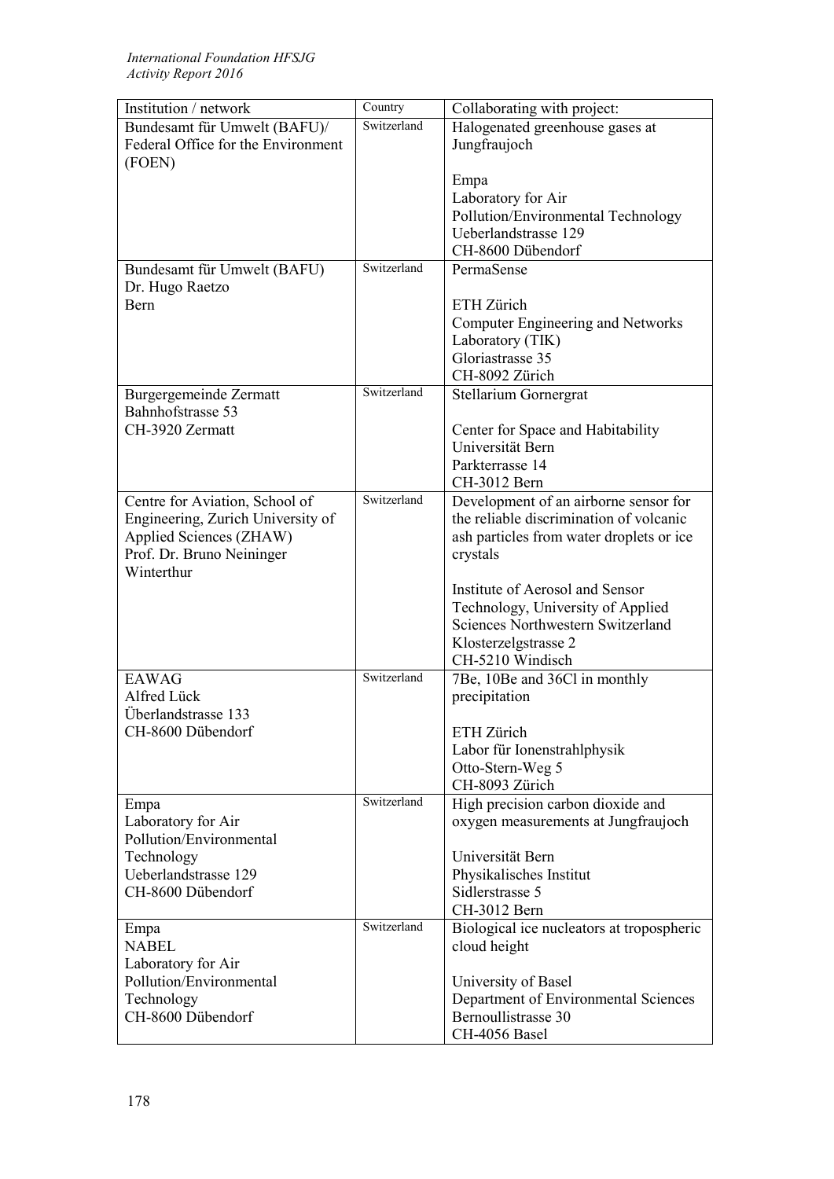| Institution / network | Country | Collaborating with project: |
| --- | --- | --- |
| Bundesamt für Umwelt (BAFU)/ Federal Office for the Environment (FOEN) | Switzerland | Halogenated greenhouse gases at Jungfraujoch<br><br>Empa<br>Laboratory for Air Pollution/Environmental Technology<br>Ueberlandstrasse 129<br>CH-8600 Dübendorf |
| Bundesamt für Umwelt (BAFU)<br>Dr. Hugo Raetzo<br>Bern | Switzerland | PermaSense<br><br>ETH Zürich<br>Computer Engineering and Networks Laboratory (TIK)<br>Gloriastrasse 35<br>CH-8092 Zürich |
| Burgergemeinde Zermatt<br>Bahnhofstrasse 53<br>CH-3920 Zermatt | Switzerland | Stellarium Gornergrat<br><br>Center for Space and Habitability<br>Universität Bern<br>Parkterrasse 14<br>CH-3012 Bern |
| Centre for Aviation, School of Engineering, Zurich University of Applied Sciences (ZHAW)<br>Prof. Dr. Bruno Neininger<br>Winterthur | Switzerland | Development of an airborne sensor for the reliable discrimination of volcanic ash particles from water droplets or ice crystals<br><br>Institute of Aerosol and Sensor Technology, University of Applied Sciences Northwestern Switzerland<br>Klosterzelgstrasse 2<br>CH-5210 Windisch |
| EAWAG<br>Alfred Lück<br>Überlandstrasse 133<br>CH-8600 Dübendorf | Switzerland | 7Be, 10Be and 36Cl in monthly precipitation<br><br>ETH Zürich<br>Labor für Ionenstrahlphysik<br>Otto-Stern-Weg 5<br>CH-8093 Zürich |
| Empa<br>Laboratory for Air Pollution/Environmental Technology<br>Ueberlandstrasse 129<br>CH-8600 Dübendorf | Switzerland | High precision carbon dioxide and oxygen measurements at Jungfraujoch<br><br>Universität Bern<br>Physikalisches Institut<br>Sidlerstrasse 5<br>CH-3012 Bern |
| Empa<br>NABEL<br>Laboratory for Air Pollution/Environmental Technology<br>CH-8600 Dübendorf | Switzerland | Biological ice nucleators at tropospheric cloud height<br><br>University of Basel<br>Department of Environmental Sciences<br>Bernoullistrasse 30<br>CH-4056 Basel |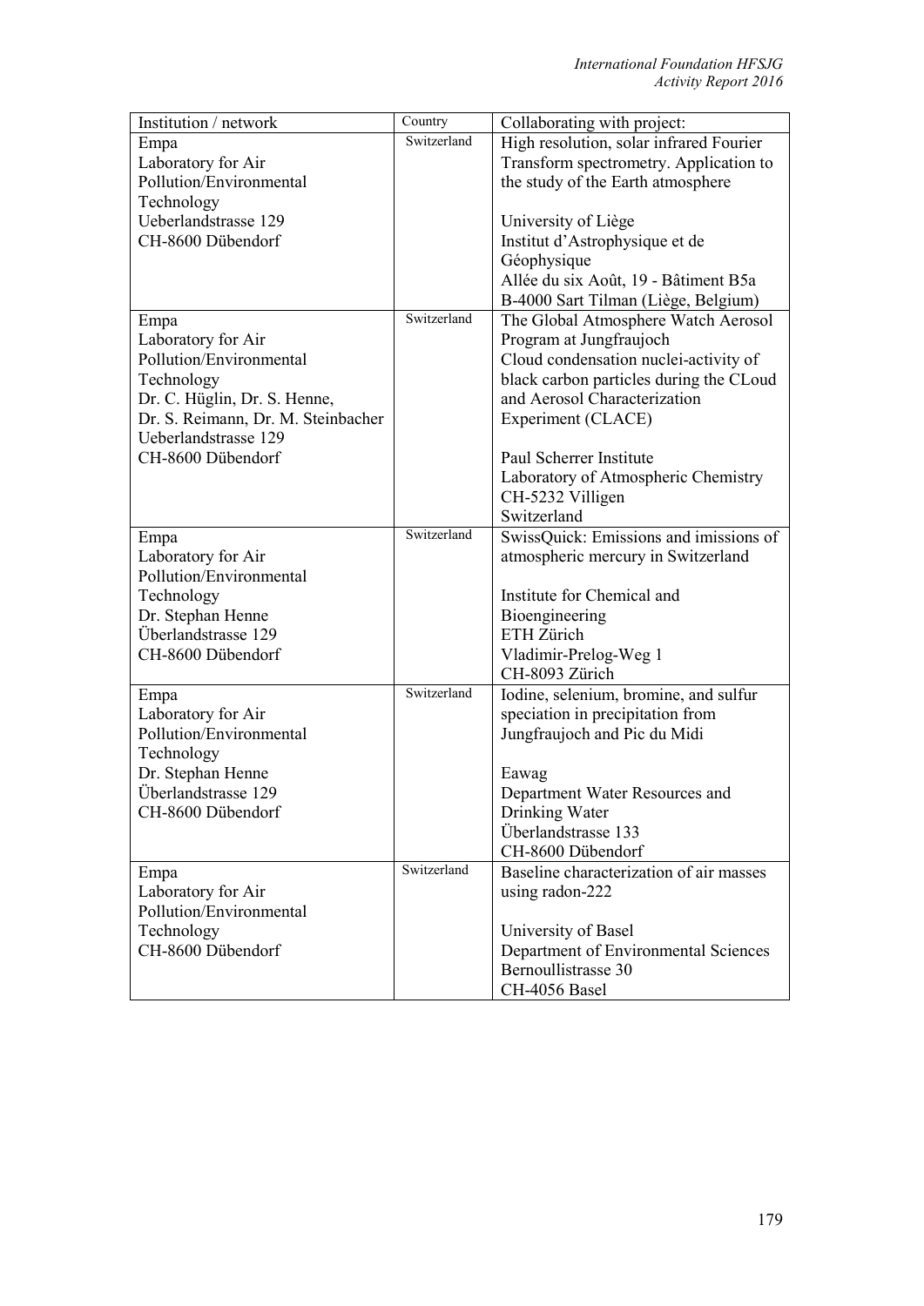| Institution / network | Country | Collaborating with project: |
|---|---|---|
| Empa<br>Laboratory for Air Pollution/Environmental Technology<br>Ueberlandstrasse 129<br>CH-8600 Dübendorf | Switzerland | High resolution, solar infrared Fourier Transform spectrometry. Application to the study of the Earth atmosphere<br><br>University of Liège<br>Institut d'Astrophysique et de Géophysique<br>Allée du six Août, 19 - Bâtiment B5a<br>B-4000 Sart Tilman (Liège, Belgium) |
| Empa<br>Laboratory for Air Pollution/Environmental Technology<br>Dr. C. Hüglin, Dr. S. Henne,<br>Dr. S. Reimann, Dr. M. Steinbacher<br>Ueberlandstrasse 129<br>CH-8600 Dübendorf | Switzerland | The Global Atmosphere Watch Aerosol Program at Jungfraujoch<br>Cloud condensation nuclei-activity of black carbon particles during the CLoud and Aerosol Characterization Experiment (CLACE)<br><br>Paul Scherrer Institute<br>Laboratory of Atmospheric Chemistry<br>CH-5232 Villigen<br>Switzerland |
| Empa<br>Laboratory for Air Pollution/Environmental Technology<br>Dr. Stephan Henne<br>Überlandstrasse 129<br>CH-8600 Dübendorf | Switzerland | SwissQuick: Emissions and imissions of atmospheric mercury in Switzerland<br><br>Institute for Chemical and Bioengineering<br>ETH Zürich<br>Vladimir-Prelog-Weg 1<br>CH-8093 Zürich |
| Empa<br>Laboratory for Air Pollution/Environmental Technology<br>Dr. Stephan Henne<br>Überlandstrasse 129<br>CH-8600 Dübendorf | Switzerland | Iodine, selenium, bromine, and sulfur speciation in precipitation from Jungfraujoch and Pic du Midi<br><br>Eawag<br>Department Water Resources and Drinking Water<br>Überlandstrasse 133<br>CH-8600 Dübendorf |
| Empa<br>Laboratory for Air Pollution/Environmental Technology<br>CH-8600 Dübendorf | Switzerland | Baseline characterization of air masses using radon-222<br><br>University of Basel<br>Department of Environmental Sciences<br>Bernoullistrasse 30<br>CH-4056 Basel |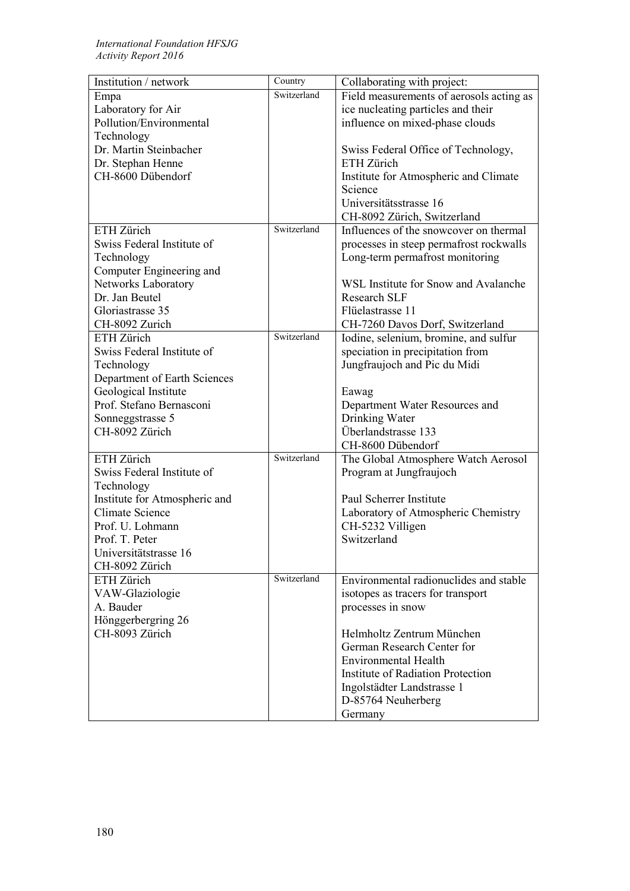| Institution / network | Country | Collaborating with project: |
|---|---|---|
| Empa<br>Laboratory for Air Pollution/Environmental Technology<br>Dr. Martin Steinbacher<br>Dr. Stephan Henne<br>CH-8600 Dübendorf | Switzerland | Field measurements of aerosols acting as ice nucleating particles and their influence on mixed-phase clouds<br><br>Swiss Federal Office of Technology, ETH Zürich<br>Institute for Atmospheric and Climate Science<br>Universitätsstrasse 16<br>CH-8092 Zürich, Switzerland |
| ETH Zürich<br>Swiss Federal Institute of Technology<br>Computer Engineering and Networks Laboratory<br>Dr. Jan Beutel<br>Gloriastrasse 35<br>CH-8092 Zurich | Switzerland | Influences of the snowcover on thermal processes in steep permafrost rockwalls<br>Long-term permafrost monitoring<br><br>WSL Institute for Snow and Avalanche Research SLF<br>Flüelastrasse 11<br>CH-7260 Davos Dorf, Switzerland |
| ETH Zürich<br>Swiss Federal Institute of Technology<br>Department of Earth Sciences<br>Geological Institute<br>Prof. Stefano Bernasconi<br>Sonneggstrasse 5<br>CH-8092 Zürich | Switzerland | Iodine, selenium, bromine, and sulfur speciation in precipitation from Jungfraujoch and Pic du Midi<br><br>Eawag<br>Department Water Resources and Drinking Water<br>Überlandstrasse 133<br>CH-8600 Dübendorf |
| ETH Zürich<br>Swiss Federal Institute of Technology<br>Institute for Atmospheric and Climate Science<br>Prof. U. Lohmann<br>Prof. T. Peter<br>Universitätstrasse 16<br>CH-8092 Zürich | Switzerland | The Global Atmosphere Watch Aerosol Program at Jungfraujoch<br><br>Paul Scherrer Institute<br>Laboratory of Atmospheric Chemistry<br>CH-5232 Villigen<br>Switzerland |
| ETH Zürich<br>VAW-Glaziologie<br>A. Bauder<br>Hönggerbergring 26<br>CH-8093 Zürich | Switzerland | Environmental radionuclides and stable isotopes as tracers for transport processes in snow<br><br>Helmholtz Zentrum München<br>German Research Center for Environmental Health<br>Institute of Radiation Protection<br>Ingolstädter Landstrasse 1<br>D-85764 Neuherberg<br>Germany |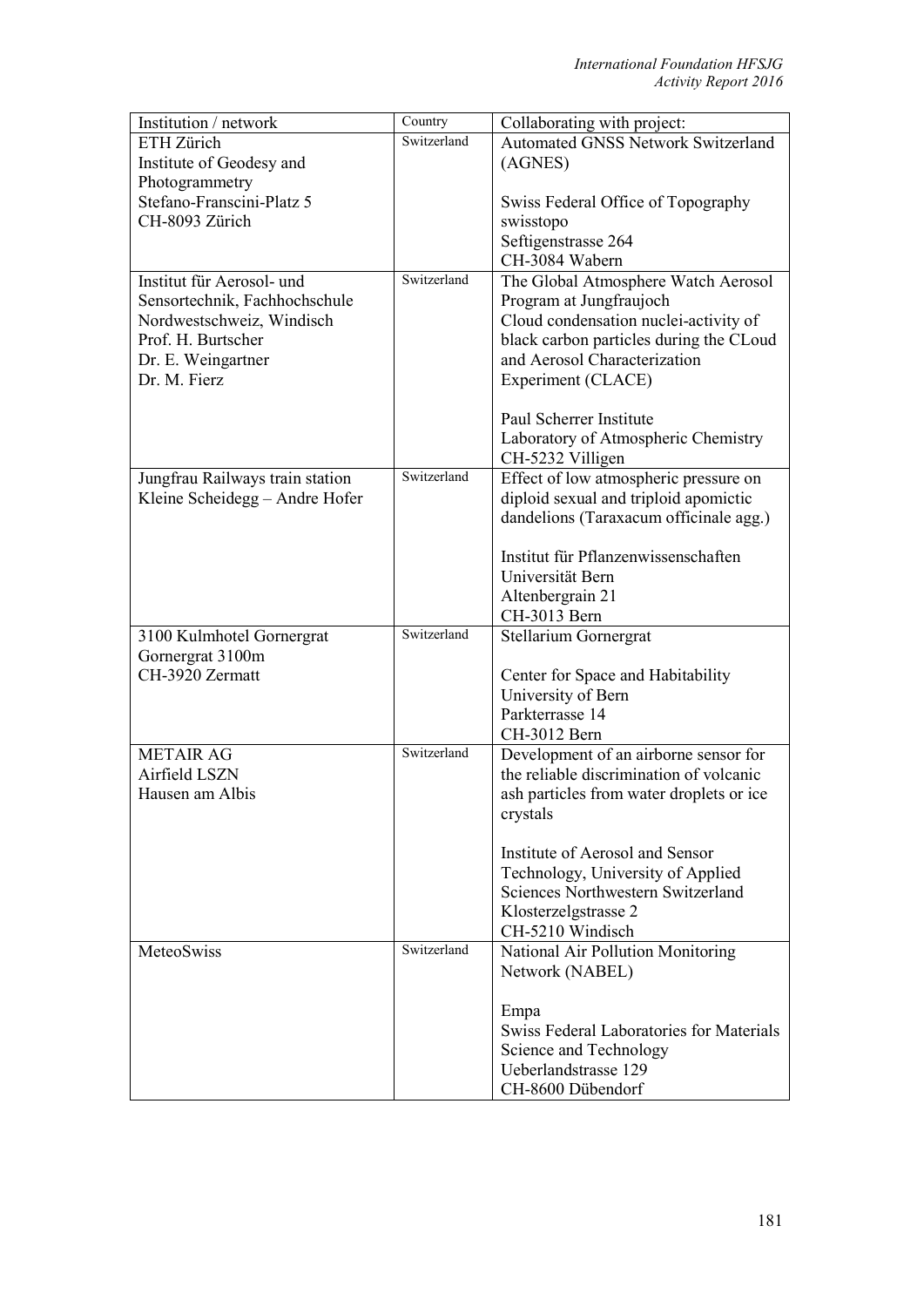| Institution / network | Country | Collaborating with project: |
|---|---|---|
| ETH Zürich<br>Institute of Geodesy and Photogrammetry<br>Stefano-Franscini-Platz 5<br>CH-8093 Zürich | Switzerland | Automated GNSS Network Switzerland (AGNES)<br><br>Swiss Federal Office of Topography swisstopo<br>Seftigenstrasse 264<br>CH-3084 Wabern |
| Institut für Aerosol- und Sensortechnik, Fachhochschule Nordwestschweiz, Windisch<br>Prof. H. Burtscher<br>Dr. E. Weingartner<br>Dr. M. Fierz | Switzerland | The Global Atmosphere Watch Aerosol Program at Jungfraujoch<br>Cloud condensation nuclei-activity of black carbon particles during the CLoud and Aerosol Characterization Experiment (CLACE)<br><br>Paul Scherrer Institute<br>Laboratory of Atmospheric Chemistry<br>CH-5232 Villigen |
| Jungfrau Railways train station Kleine Scheidegg – Andre Hofer | Switzerland | Effect of low atmospheric pressure on diploid sexual and triploid apomictic dandelions (Taraxacum officinale agg.)<br><br>Institut für Pflanzenwissenschaften<br>Universität Bern<br>Altenbergrain 21<br>CH-3013 Bern |
| 3100 Kulmhotel Gornergrat<br>Gornergrat 3100m<br>CH-3920 Zermatt | Switzerland | Stellarium Gornergrat<br><br>Center for Space and Habitability<br>University of Bern<br>Parkterrasse 14<br>CH-3012 Bern |
| METAIR AG<br>Airfield LSZN<br>Hausen am Albis | Switzerland | Development of an airborne sensor for the reliable discrimination of volcanic ash particles from water droplets or ice crystals<br><br>Institute of Aerosol and Sensor Technology, University of Applied Sciences Northwestern Switzerland<br>Klosterzelgstrasse 2<br>CH-5210 Windisch |
| MeteoSwiss | Switzerland | National Air Pollution Monitoring Network (NABEL)<br><br>Empa<br>Swiss Federal Laboratories for Materials Science and Technology<br>Ueberlandstrasse 129<br>CH-8600 Dübendorf |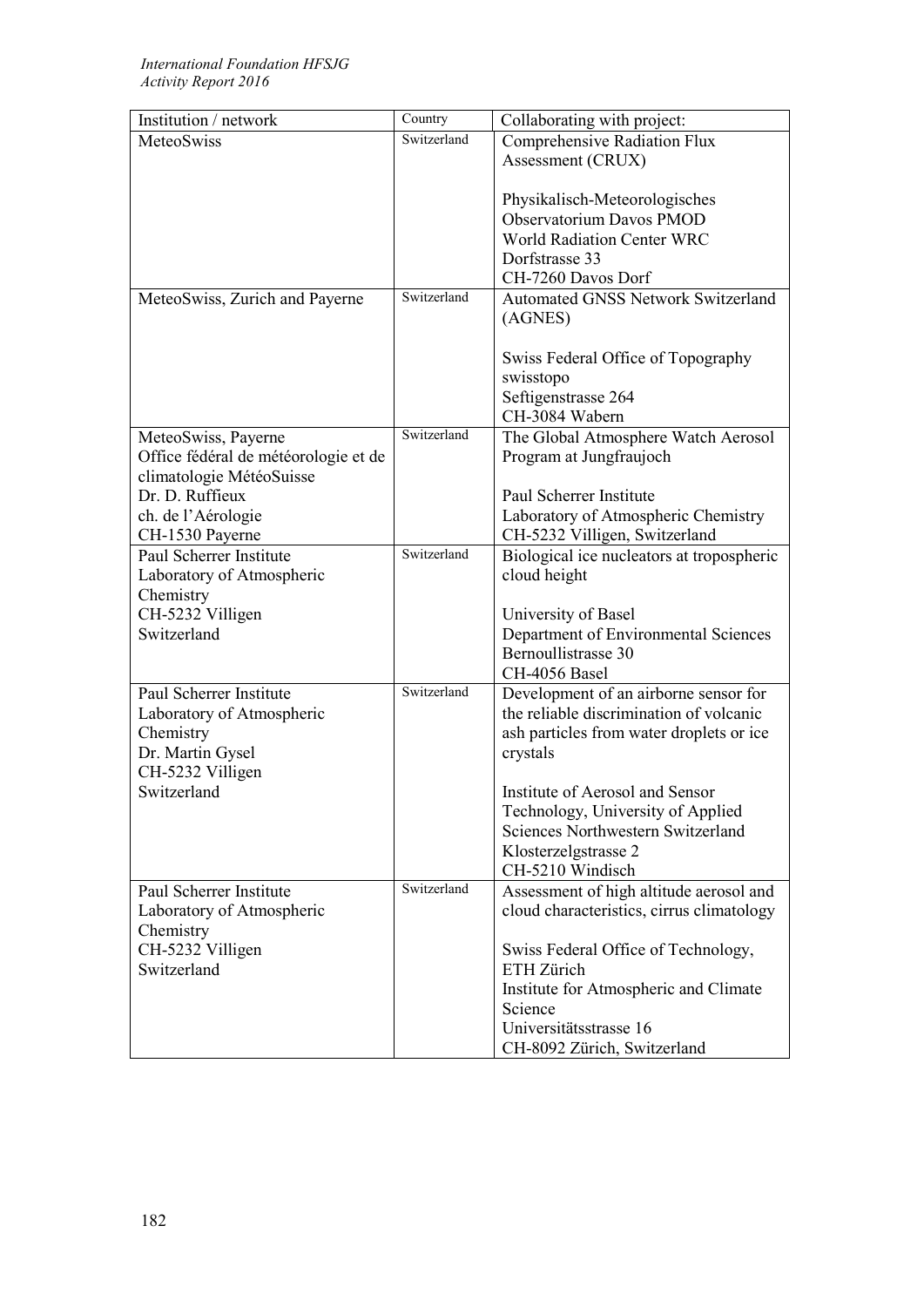| Institution / network | Country | Collaborating with project: |
|---|---|---|
| MeteoSwiss | Switzerland | Comprehensive Radiation Flux Assessment (CRUX)<br><br>Physikalisch-Meteorologisches Observatorium Davos PMOD<br>World Radiation Center WRC<br>Dorfstrasse 33<br>CH-7260 Davos Dorf |
| MeteoSwiss, Zurich and Payerne | Switzerland | Automated GNSS Network Switzerland (AGNES)<br><br>Swiss Federal Office of Topography swisstopo<br>Seftigenstrasse 264<br>CH-3084 Wabern |
| MeteoSwiss, Payerne<br>Office fédéral de météorologie et de climatologie MétéoSuisse<br>Dr. D. Ruffieux<br>ch. de l'Aérologie<br>CH-1530 Payerne | Switzerland | The Global Atmosphere Watch Aerosol Program at Jungfraujoch<br><br>Paul Scherrer Institute<br>Laboratory of Atmospheric Chemistry<br>CH-5232 Villigen, Switzerland |
| Paul Scherrer Institute<br>Laboratory of Atmospheric Chemistry<br>CH-5232 Villigen<br>Switzerland | Switzerland | Biological ice nucleators at tropospheric cloud height<br><br>University of Basel<br>Department of Environmental Sciences<br>Bernoullistrasse 30<br>CH-4056 Basel |
| Paul Scherrer Institute<br>Laboratory of Atmospheric Chemistry<br>Dr. Martin Gysel<br>CH-5232 Villigen<br>Switzerland | Switzerland | Development of an airborne sensor for the reliable discrimination of volcanic ash particles from water droplets or ice crystals<br><br>Institute of Aerosol and Sensor Technology, University of Applied Sciences Northwestern Switzerland<br>Klosterzelgstrasse 2<br>CH-5210 Windisch |
| Paul Scherrer Institute<br>Laboratory of Atmospheric Chemistry<br>CH-5232 Villigen<br>Switzerland | Switzerland | Assessment of high altitude aerosol and cloud characteristics, cirrus climatology<br><br>Swiss Federal Office of Technology, ETH Zürich<br>Institute for Atmospheric and Climate Science<br>Universitätsstrasse 16<br>CH-8092 Zürich, Switzerland |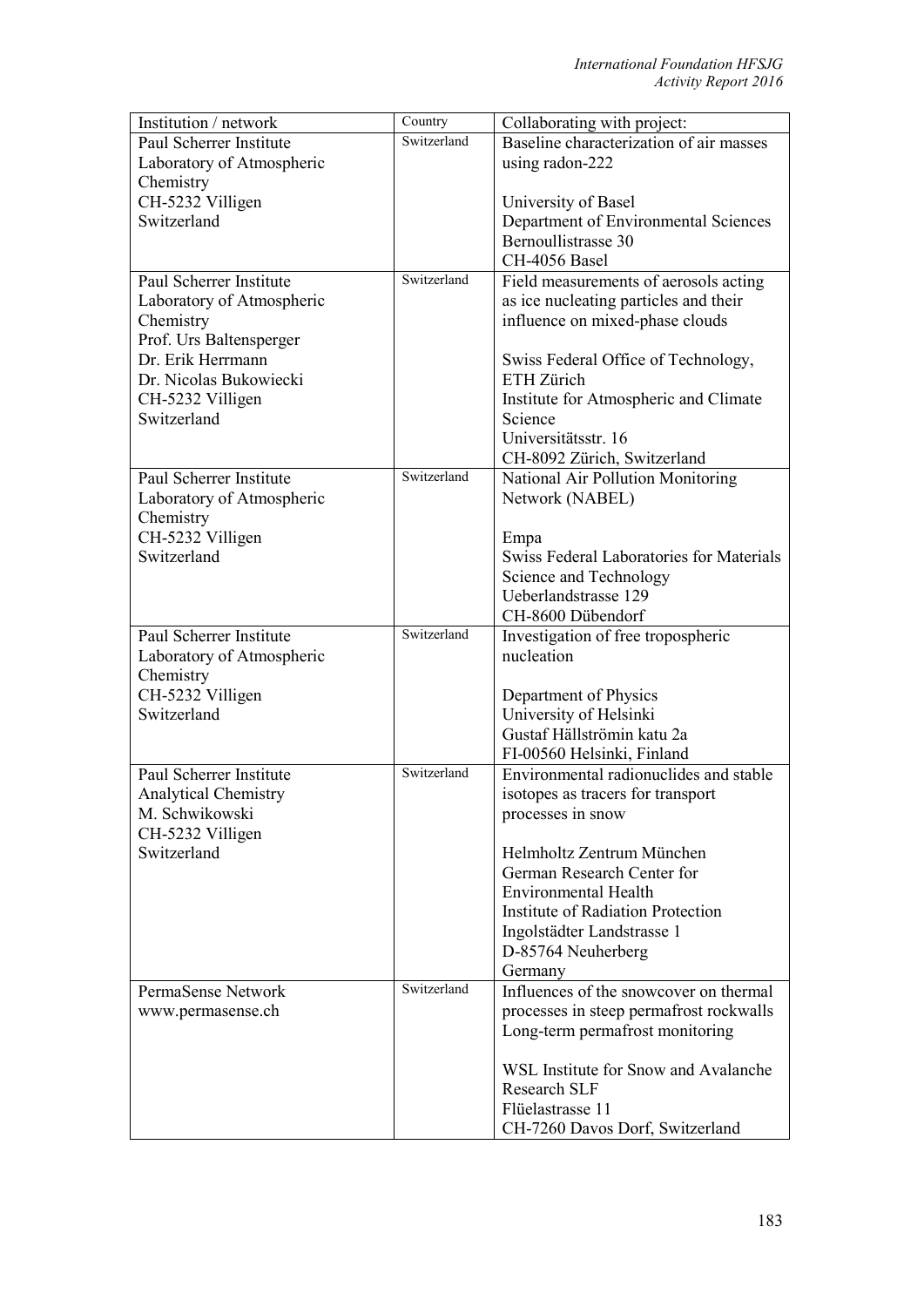| Institution / network | Country | Collaborating with project: |
|---|---|---|
| Paul Scherrer Institute<br>Laboratory of Atmospheric Chemistry<br>CH-5232 Villigen<br>Switzerland | Switzerland | Baseline characterization of air masses using radon-222<br><br>University of Basel<br>Department of Environmental Sciences<br>Bernoullistrasse 30<br>CH-4056 Basel |
| Paul Scherrer Institute<br>Laboratory of Atmospheric Chemistry<br>Prof. Urs Baltensperger<br>Dr. Erik Herrmann<br>Dr. Nicolas Bukowiecki<br>CH-5232 Villigen<br>Switzerland | Switzerland | Field measurements of aerosols acting as ice nucleating particles and their influence on mixed-phase clouds<br><br>Swiss Federal Office of Technology, ETH Zürich<br>Institute for Atmospheric and Climate Science<br>Universitätsstr. 16<br>CH-8092 Zürich, Switzerland |
| Paul Scherrer Institute<br>Laboratory of Atmospheric Chemistry<br>CH-5232 Villigen<br>Switzerland | Switzerland | National Air Pollution Monitoring Network (NABEL)<br><br>Empa<br>Swiss Federal Laboratories for Materials Science and Technology<br>Ueberlandstrasse 129<br>CH-8600 Dübendorf |
| Paul Scherrer Institute<br>Laboratory of Atmospheric Chemistry<br>CH-5232 Villigen<br>Switzerland | Switzerland | Investigation of free tropospheric nucleation<br><br>Department of Physics<br>University of Helsinki<br>Gustaf Hällströmin katu 2a<br>FI-00560 Helsinki, Finland |
| Paul Scherrer Institute<br>Analytical Chemistry<br>M. Schwikowski<br>CH-5232 Villigen<br>Switzerland | Switzerland | Environmental radionuclides and stable isotopes as tracers for transport processes in snow<br><br>Helmholtz Zentrum München<br>German Research Center for Environmental Health<br>Institute of Radiation Protection<br>Ingolstädter Landstrasse 1<br>D-85764 Neuherberg<br>Germany |
| PermaSense Network<br>www.permasense.ch | Switzerland | Influences of the snowcover on thermal processes in steep permafrost rockwalls<br>Long-term permafrost monitoring<br><br>WSL Institute for Snow and Avalanche Research SLF<br>Flüelastrasse 11<br>CH-7260 Davos Dorf, Switzerland |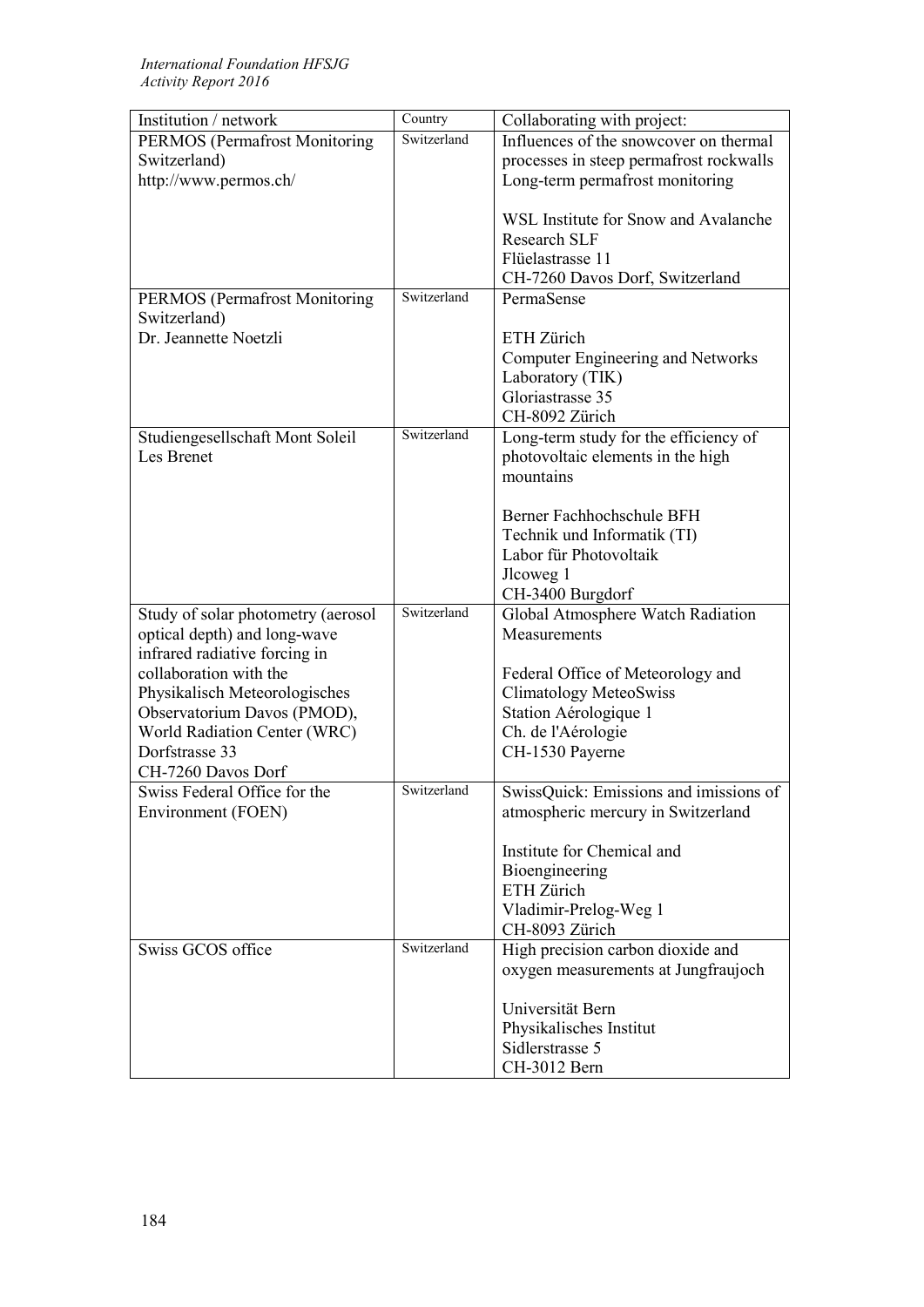| Institution / network | Country | Collaborating with project: |
|---|---|---|
| PERMOS (Permafrost Monitoring Switzerland)<br>http://www.permos.ch/ | Switzerland | Influences of the snowcover on thermal processes in steep permafrost rockwalls<br>Long-term permafrost monitoring<br><br>WSL Institute for Snow and Avalanche Research SLF<br>Flüelastrasse 11<br>CH-7260 Davos Dorf, Switzerland |
| PERMOS (Permafrost Monitoring Switzerland)<br>Dr. Jeannette Noetzli | Switzerland | PermaSense<br><br>ETH Zürich<br>Computer Engineering and Networks Laboratory (TIK)<br>Gloriastrasse 35<br>CH-8092 Zürich |
| Studiengesellschaft Mont Soleil<br>Les Brenet | Switzerland | Long-term study for the efficiency of photovoltaic elements in the high mountains<br><br>Berner Fachhochschule BFH<br>Technik und Informatik (TI)<br>Labor für Photovoltaik<br>Jlcoweg 1<br>CH-3400 Burgdorf |
| Study of solar photometry (aerosol optical depth) and long-wave infrared radiative forcing in collaboration with the Physikalisch Meteorologisches Observatorium Davos (PMOD), World Radiation Center (WRC)<br>Dorfstrasse 33<br>CH-7260 Davos Dorf | Switzerland | Global Atmosphere Watch Radiation Measurements<br><br>Federal Office of Meteorology and Climatology MeteoSwiss<br>Station Aérologique 1<br>Ch. de l'Aérologie<br>CH-1530 Payerne |
| Swiss Federal Office for the Environment (FOEN) | Switzerland | SwissQuick: Emissions and imissions of atmospheric mercury in Switzerland<br><br>Institute for Chemical and Bioengineering<br>ETH Zürich<br>Vladimir-Prelog-Weg 1<br>CH-8093 Zürich |
| Swiss GCOS office | Switzerland | High precision carbon dioxide and oxygen measurements at Jungfraujoch<br><br>Universität Bern<br>Physikalisches Institut<br>Sidlerstrasse 5<br>CH-3012 Bern |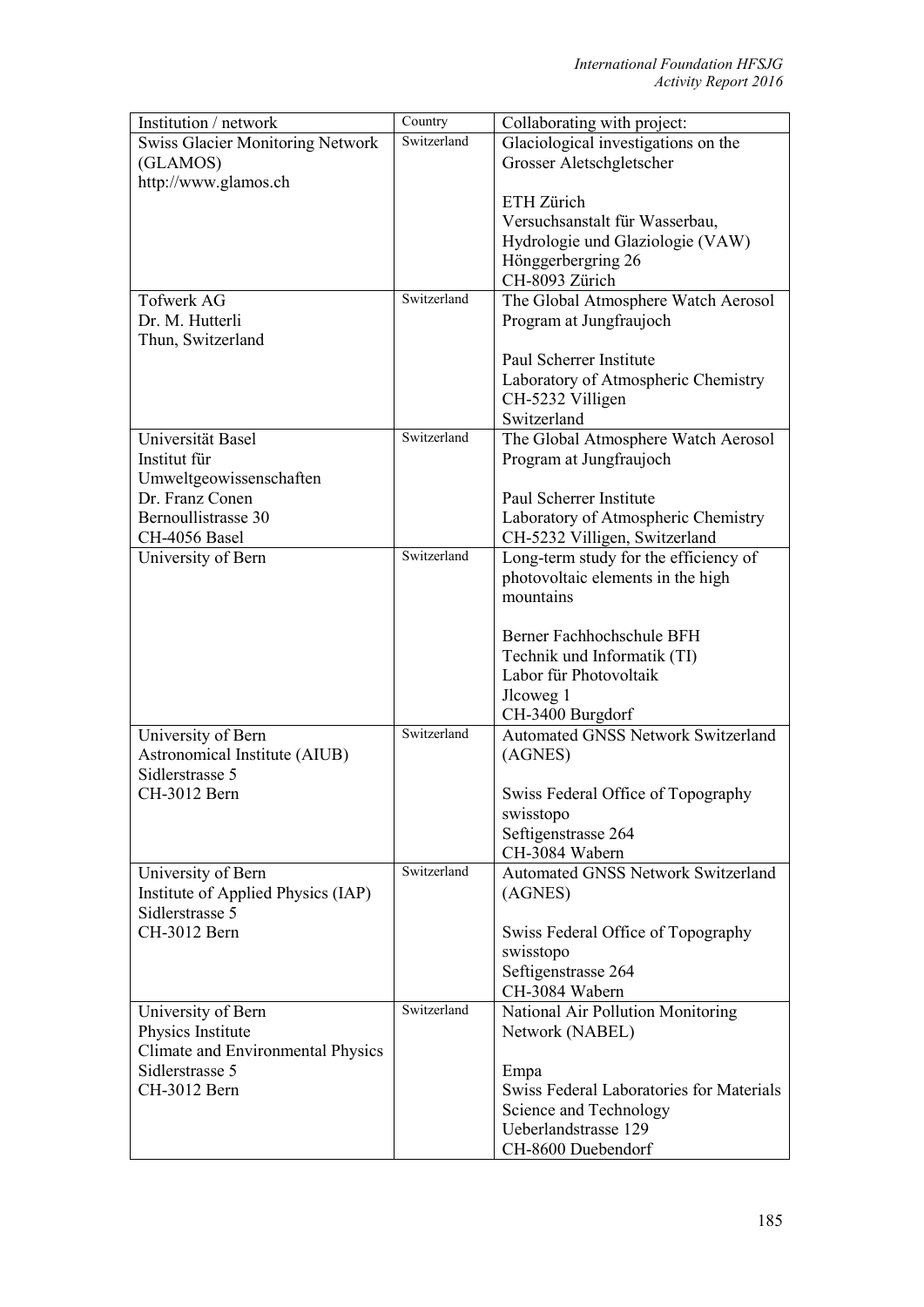| Institution / network | Country | Collaborating with project: |
|---|---|---|
| Swiss Glacier Monitoring Network (GLAMOS)<br>http://www.glamos.ch | Switzerland | Glaciological investigations on the Grosser Aletschgletscher<br><br>ETH Zürich<br>Versuchsanstalt für Wasserbau, Hydrologie und Glaziologie (VAW)<br>Hönggerbergring 26<br>CH-8093 Zürich |
| Tofwerk AG<br>Dr. M. Hutterli<br>Thun, Switzerland | Switzerland | The Global Atmosphere Watch Aerosol Program at Jungfraujoch<br><br>Paul Scherrer Institute<br>Laboratory of Atmospheric Chemistry<br>CH-5232 Villigen<br>Switzerland |
| Universität Basel<br>Institut für Umweltgeowissenschaften<br>Dr. Franz Conen<br>Bernoullistrasse 30<br>CH-4056 Basel | Switzerland | The Global Atmosphere Watch Aerosol Program at Jungfraujoch<br><br>Paul Scherrer Institute<br>Laboratory of Atmospheric Chemistry<br>CH-5232 Villigen, Switzerland |
| University of Bern | Switzerland | Long-term study for the efficiency of photovoltaic elements in the high mountains<br><br>Berner Fachhochschule BFH<br>Technik und Informatik (TI)<br>Labor für Photovoltaik<br>Jlcoweg 1<br>CH-3400 Burgdorf |
| University of Bern<br>Astronomical Institute (AIUB)<br>Sidlerstrasse 5<br>CH-3012 Bern | Switzerland | Automated GNSS Network Switzerland (AGNES)<br><br>Swiss Federal Office of Topography swisstopo<br>Seftigenstrasse 264<br>CH-3084 Wabern |
| University of Bern<br>Institute of Applied Physics (IAP)<br>Sidlerstrasse 5<br>CH-3012 Bern | Switzerland | Automated GNSS Network Switzerland (AGNES)<br><br>Swiss Federal Office of Topography swisstopo<br>Seftigenstrasse 264<br>CH-3084 Wabern |
| University of Bern<br>Physics Institute<br>Climate and Environmental Physics<br>Sidlerstrasse 5<br>CH-3012 Bern | Switzerland | National Air Pollution Monitoring Network (NABEL)<br><br>Empa<br>Swiss Federal Laboratories for Materials Science and Technology<br>Ueberlandstrasse 129<br>CH-8600 Duebendorf |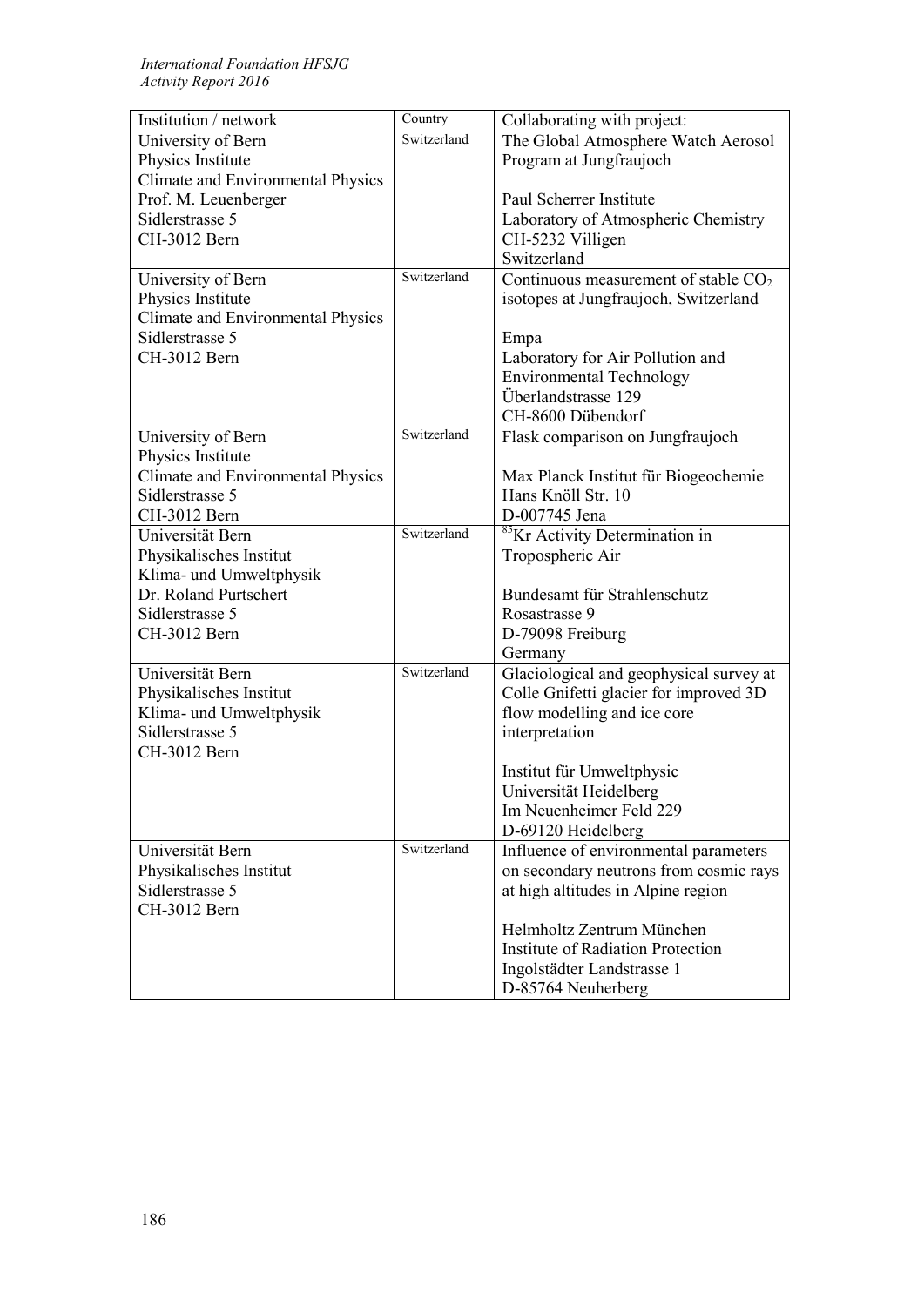| Institution / network | Country | Collaborating with project: |
|---|---|---|
| University of Bern<br>Physics Institute<br>Climate and Environmental Physics<br>Prof. M. Leuenberger<br>Sidlerstrasse 5<br>CH-3012 Bern | Switzerland | The Global Atmosphere Watch Aerosol Program at Jungfraujoch<br><br>Paul Scherrer Institute<br>Laboratory of Atmospheric Chemistry<br>CH-5232 Villigen<br>Switzerland |
| University of Bern<br>Physics Institute<br>Climate and Environmental Physics<br>Sidlerstrasse 5<br>CH-3012 Bern | Switzerland | Continuous measurement of stable $CO_2$ isotopes at Jungfraujoch, Switzerland<br><br>Empa<br>Laboratory for Air Pollution and Environmental Technology<br>Überlandstrasse 129<br>CH-8600 Dübendorf |
| University of Bern<br>Physics Institute<br>Climate and Environmental Physics<br>Sidlerstrasse 5<br>CH-3012 Bern | Switzerland | Flask comparison on Jungfraujoch<br><br>Max Planck Institut für Biogeochemie<br>Hans Knöll Str. 10<br>D-007745 Jena |
| Universität Bern<br>Physikalisches Institut<br>Klima- und Umweltphysik<br>Dr. Roland Purtschert<br>Sidlerstrasse 5<br>CH-3012 Bern | Switzerland | $^{85}$Kr Activity Determination in Tropospheric Air<br><br>Bundesamt für Strahlenschutz<br>Rosastrasse 9<br>D-79098 Freiburg<br>Germany |
| Universität Bern<br>Physikalisches Institut<br>Klima- und Umweltphysik<br>Sidlerstrasse 5<br>CH-3012 Bern | Switzerland | Glaciological and geophysical survey at Colle Gnifetti glacier for improved 3D flow modelling and ice core interpretation<br><br>Institut für Umweltphysic<br>Universität Heidelberg<br>Im Neuenheimer Feld 229<br>D-69120 Heidelberg |
| Universität Bern<br>Physikalisches Institut<br>Sidlerstrasse 5<br>CH-3012 Bern | Switzerland | Influence of environmental parameters on secondary neutrons from cosmic rays at high altitudes in Alpine region<br><br>Helmholtz Zentrum München<br>Institute of Radiation Protection<br>Ingolstädter Landstrasse 1<br>D-85764 Neuherberg |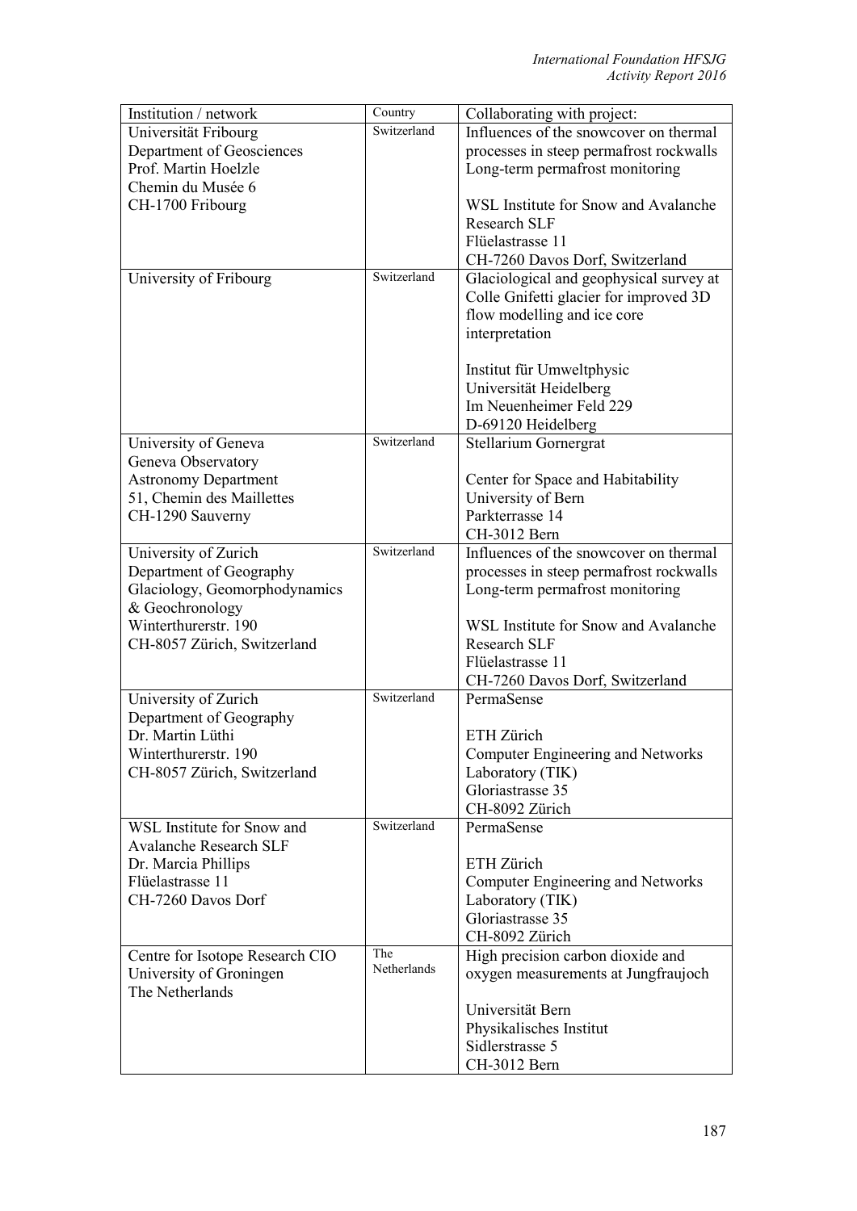| Institution / network | Country | Collaborating with project: |
| --- | --- | --- |
| Universität Fribourg<br>Department of Geosciences<br>Prof. Martin Hoelzle<br>Chemin du Musée 6<br>CH-1700 Fribourg | Switzerland | Influences of the snowcover on thermal processes in steep permafrost rockwalls Long-term permafrost monitoring<br><br>WSL Institute for Snow and Avalanche Research SLF<br>Flüelastrasse 11<br>CH-7260 Davos Dorf, Switzerland |
| University of Fribourg | Switzerland | Glaciological and geophysical survey at Colle Gnifetti glacier for improved 3D flow modelling and ice core interpretation<br><br>Institut für Umweltphysic<br>Universität Heidelberg<br>Im Neuenheimer Feld 229<br>D-69120 Heidelberg |
| University of Geneva<br>Geneva Observatory<br>Astronomy Department<br>51, Chemin des Maillettes<br>CH-1290 Sauverny | Switzerland | Stellarium Gornergrat<br><br>Center for Space and Habitability<br>University of Bern<br>Parkterrasse 14<br>CH-3012 Bern |
| University of Zurich<br>Department of Geography<br>Glaciology, Geomorphodynamics & Geochronology<br>Winterthurerstr. 190<br>CH-8057 Zürich, Switzerland | Switzerland | Influences of the snowcover on thermal processes in steep permafrost rockwalls Long-term permafrost monitoring<br><br>WSL Institute for Snow and Avalanche Research SLF<br>Flüelastrasse 11<br>CH-7260 Davos Dorf, Switzerland |
| University of Zurich<br>Department of Geography<br>Dr. Martin Lüthi<br>Winterthurerstr. 190<br>CH-8057 Zürich, Switzerland | Switzerland | PermaSense<br><br>ETH Zürich<br>Computer Engineering and Networks Laboratory (TIK)<br>Gloriastrasse 35<br>CH-8092 Zürich |
| WSL Institute for Snow and Avalanche Research SLF<br>Dr. Marcia Phillips<br>Flüelastrasse 11<br>CH-7260 Davos Dorf | Switzerland | PermaSense<br><br>ETH Zürich<br>Computer Engineering and Networks Laboratory (TIK)<br>Gloriastrasse 35<br>CH-8092 Zürich |
| Centre for Isotope Research CIO<br>University of Groningen<br>The Netherlands | The Netherlands | High precision carbon dioxide and oxygen measurements at Jungfraujoch<br><br>Universität Bern<br>Physikalisches Institut<br>Sidlerstrasse 5<br>CH-3012 Bern |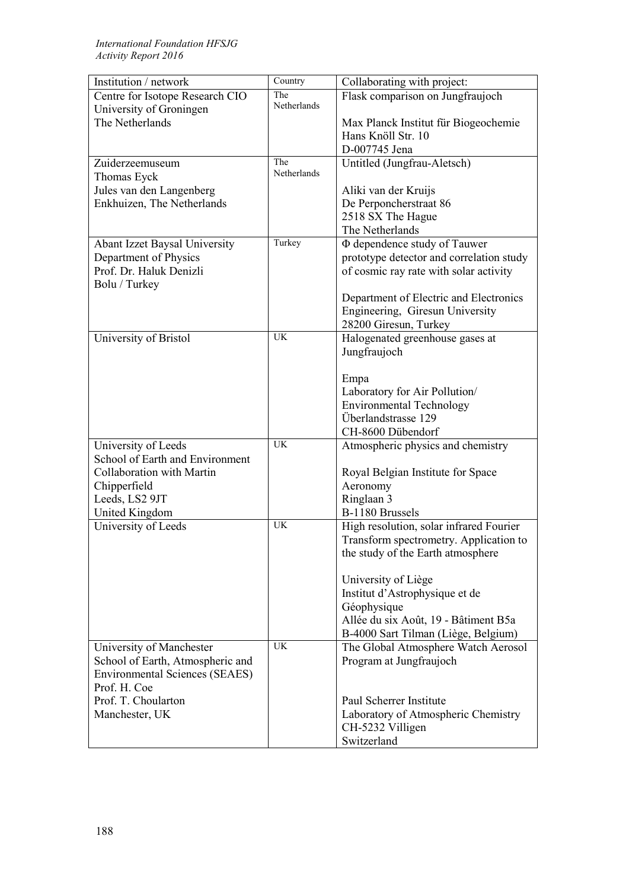| Institution / network | Country | Collaborating with project: |
|---|---|---|
| Centre for Isotope Research CIO<br>University of Groningen<br>The Netherlands | The Netherlands | Flask comparison on Jungfraujoch<br><br>Max Planck Institut für Biogeochemie<br>Hans Knöll Str. 10<br>D-007745 Jena |
| Zuiderzeemuseum<br>Thomas Eyck<br>Jules van den Langenberg<br>Enkhuizen, The Netherlands | The Netherlands | Untitled (Jungfrau-Aletsch)<br><br>Aliki van der Kruijs<br>De Perponcherstraat 86<br>2518 SX The Hague<br>The Netherlands |
| Abant Izzet Baysal University<br>Department of Physics<br>Prof. Dr. Haluk Denizli<br>Bolu / Turkey | Turkey | Φ dependence study of Tauwer prototype detector and correlation study of cosmic ray rate with solar activity<br><br>Department of Electric and Electronics Engineering, Giresun University<br>28200 Giresun, Turkey |
| University of Bristol | UK | Halogenated greenhouse gases at Jungfraujoch<br><br>Empa<br>Laboratory for Air Pollution/ Environmental Technology<br>Überlandstrasse 129<br>CH-8600 Dübendorf |
| University of Leeds<br>School of Earth and Environment<br>Collaboration with Martin Chipperfield<br>Leeds, LS2 9JT<br>United Kingdom | UK | Atmospheric physics and chemistry<br><br>Royal Belgian Institute for Space Aeronomy<br>Ringlaan 3<br>B-1180 Brussels |
| University of Leeds | UK | High resolution, solar infrared Fourier Transform spectrometry. Application to the study of the Earth atmosphere<br><br>University of Liège<br>Institut d'Astrophysique et de Géophysique<br>Allée du six Août, 19 - Bâtiment B5a<br>B-4000 Sart Tilman (Liège, Belgium) |
| University of Manchester<br>School of Earth, Atmospheric and Environmental Sciences (SEAES)<br>Prof. H. Coe<br>Prof. T. Choularton<br>Manchester, UK | UK | The Global Atmosphere Watch Aerosol Program at Jungfraujoch<br><br>Paul Scherrer Institute<br>Laboratory of Atmospheric Chemistry<br>CH-5232 Villigen<br>Switzerland |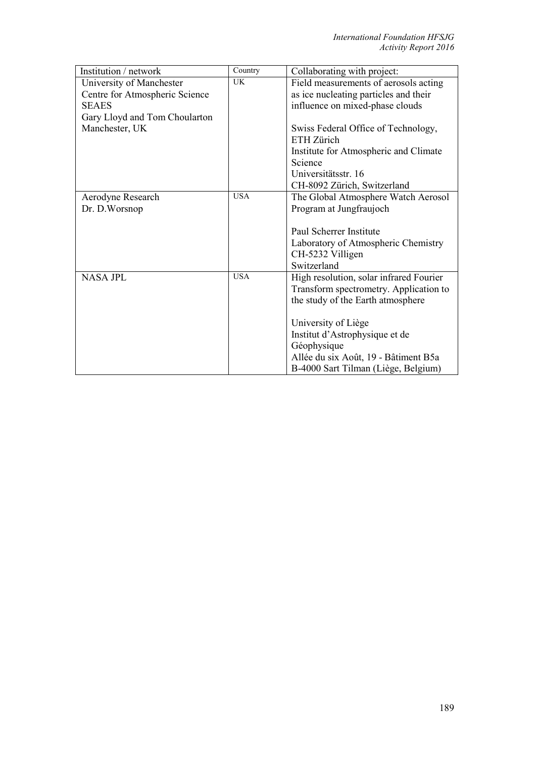| Institution / network | Country | Collaborating with project: |
|---|---|---|
| University of Manchester<br>Centre for Atmospheric Science<br>SEAES<br>Gary Lloyd and Tom Choularton<br>Manchester, UK | UK | Field measurements of aerosols acting as ice nucleating particles and their influence on mixed-phase clouds<br><br>Swiss Federal Office of Technology, ETH Zürich<br>Institute for Atmospheric and Climate Science<br>Universitätsstr. 16<br>CH-8092 Zürich, Switzerland |
| Aerodyne Research<br>Dr. D.Worsnop | USA | The Global Atmosphere Watch Aerosol Program at Jungfraujoch<br><br>Paul Scherrer Institute<br>Laboratory of Atmospheric Chemistry<br>CH-5232 Villigen<br>Switzerland |
| NASA JPL | USA | High resolution, solar infrared Fourier Transform spectrometry. Application to the study of the Earth atmosphere<br><br>University of Liège<br>Institut d'Astrophysique et de Géophysique<br>Allée du six Août, 19 - Bâtiment B5a<br>B-4000 Sart Tilman (Liège, Belgium) |